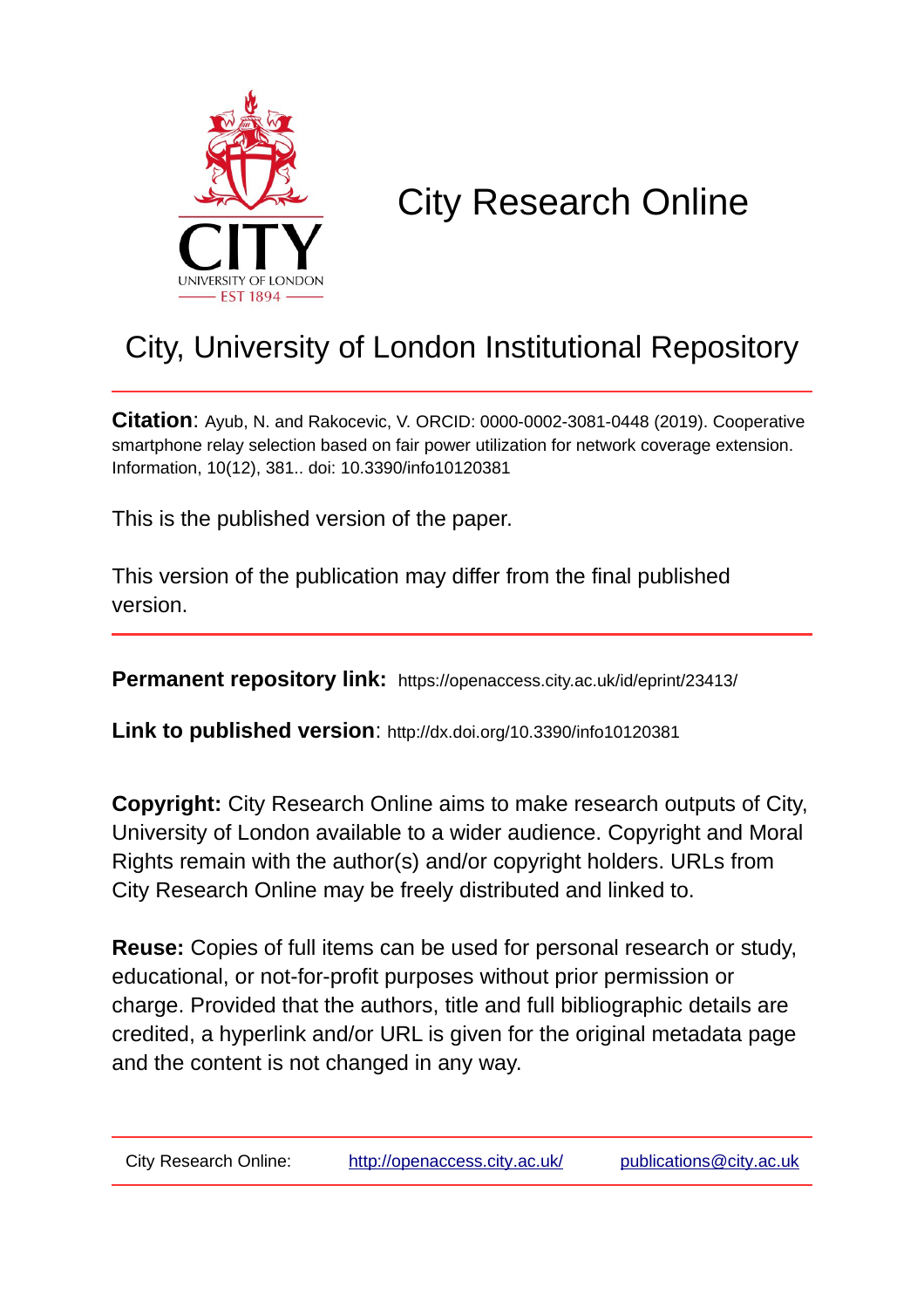CITY
UNIVERSITY OF LONDON
EST 1894

# City Research Online

## City, University of London Institutional Repository

**Citation**: Ayub, N. and Rakocevic, V. ORCID: 0000-0002-3081-0448 (2019). Cooperative smartphone relay selection based on fair power utilization for network coverage extension. Information, 10(12), 381.. doi: 10.3390/info10120381

This is the published version of the paper.

This version of the publication may differ from the final published version.

**Permanent repository link:** https://openaccess.city.ac.uk/id/eprint/23413/

**Link to published version**: http://dx.doi.org/10.3390/info10120381

**Copyright:** City Research Online aims to make research outputs of City, University of London available to a wider audience. Copyright and Moral Rights remain with the author(s) and/or copyright holders. URLs from City Research Online may be freely distributed and linked to.

**Reuse:** Copies of full items can be used for personal research or study, educational, or not-for-profit purposes without prior permission or charge. Provided that the authors, title and full bibliographic details are credited, a hyperlink and/or URL is given for the original metadata page and the content is not changed in any way.

City Research Online: http://openaccess.city.ac.uk/ publications@city.ac.uk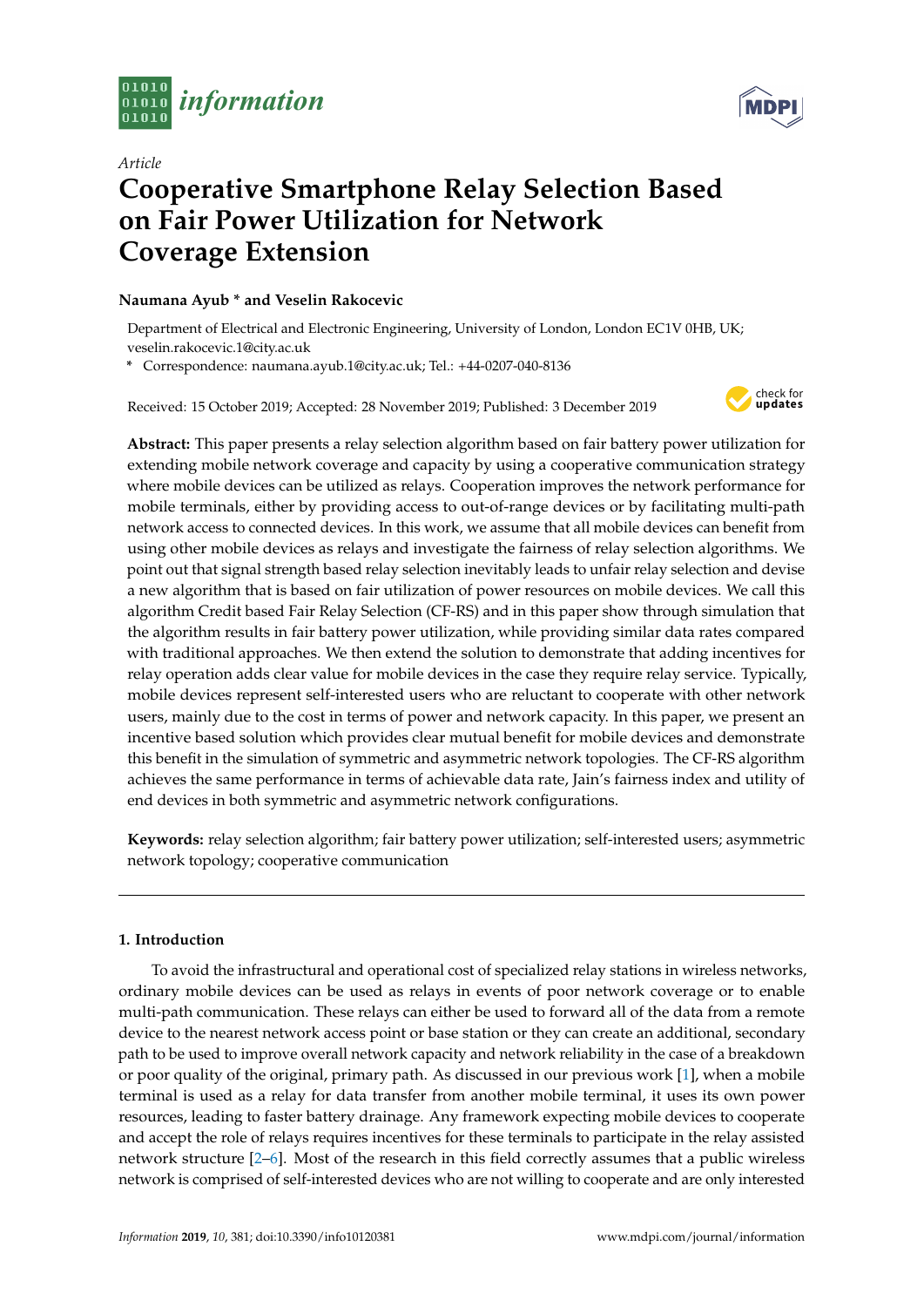Article

# Cooperative Smartphone Relay Selection Based on Fair Power Utilization for Network Coverage Extension

**Naumana Ayub * and Veselin Rakocevic**

Department of Electrical and Electronic Engineering, University of London, London EC1V 0HB, UK; veselin.rakocevic.1@city.ac.uk

\* Correspondence: naumana.ayub.1@city.ac.uk; Tel.: +44-0207-040-8136

Received: 15 October 2019; Accepted: 28 November 2019; Published: 3 December 2019

**Abstract:** This paper presents a relay selection algorithm based on fair battery power utilization for extending mobile network coverage and capacity by using a cooperative communication strategy where mobile devices can be utilized as relays. Cooperation improves the network performance for mobile terminals, either by providing access to out-of-range devices or by facilitating multi-path network access to connected devices. In this work, we assume that all mobile devices can benefit from using other mobile devices as relays and investigate the fairness of relay selection algorithms. We point out that signal strength based relay selection inevitably leads to unfair relay selection and devise a new algorithm that is based on fair utilization of power resources on mobile devices. We call this algorithm Credit based Fair Relay Selection (CF-RS) and in this paper show through simulation that the algorithm results in fair battery power utilization, while providing similar data rates compared with traditional approaches. We then extend the solution to demonstrate that adding incentives for relay operation adds clear value for mobile devices in the case they require relay service. Typically, mobile devices represent self-interested users who are reluctant to cooperate with other network users, mainly due to the cost in terms of power and network capacity. In this paper, we present an incentive based solution which provides clear mutual benefit for mobile devices and demonstrate this benefit in the simulation of symmetric and asymmetric network topologies. The CF-RS algorithm achieves the same performance in terms of achievable data rate, Jain's fairness index and utility of end devices in both symmetric and asymmetric network configurations.

**Keywords:** relay selection algorithm; fair battery power utilization; self-interested users; asymmetric network topology; cooperative communication

## 1. Introduction

To avoid the infrastructural and operational cost of specialized relay stations in wireless networks, ordinary mobile devices can be used as relays in events of poor network coverage or to enable multi-path communication. These relays can either be used to forward all of the data from a remote device to the nearest network access point or base station or they can create an additional, secondary path to be used to improve overall network capacity and network reliability in the case of a breakdown or poor quality of the original, primary path. As discussed in our previous work [1], when a mobile terminal is used as a relay for data transfer from another mobile terminal, it uses its own power resources, leading to faster battery drainage. Any framework expecting mobile devices to cooperate and accept the role of relays requires incentives for these terminals to participate in the relay assisted network structure [2–6]. Most of the research in this field correctly assumes that a public wireless network is comprised of self-interested devices who are not willing to cooperate and are only interested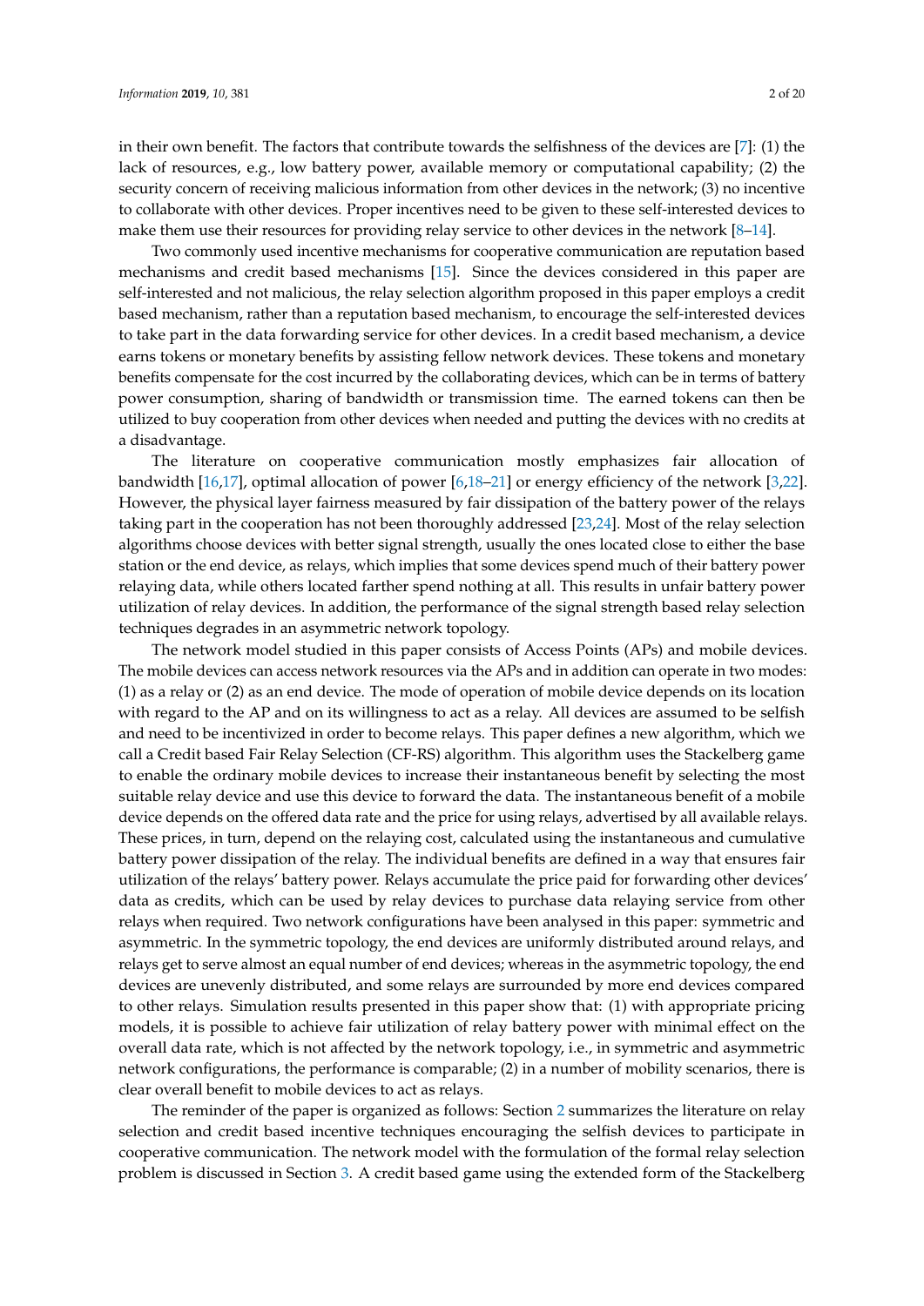in their own benefit. The factors that contribute towards the selfishness of the devices are [7]: (1) the lack of resources, e.g., low battery power, available memory or computational capability; (2) the security concern of receiving malicious information from other devices in the network; (3) no incentive to collaborate with other devices. Proper incentives need to be given to these self-interested devices to make them use their resources for providing relay service to other devices in the network [8–14].

Two commonly used incentive mechanisms for cooperative communication are reputation based mechanisms and credit based mechanisms [15]. Since the devices considered in this paper are self-interested and not malicious, the relay selection algorithm proposed in this paper employs a credit based mechanism, rather than a reputation based mechanism, to encourage the self-interested devices to take part in the data forwarding service for other devices. In a credit based mechanism, a device earns tokens or monetary benefits by assisting fellow network devices. These tokens and monetary benefits compensate for the cost incurred by the collaborating devices, which can be in terms of battery power consumption, sharing of bandwidth or transmission time. The earned tokens can then be utilized to buy cooperation from other devices when needed and putting the devices with no credits at a disadvantage.

The literature on cooperative communication mostly emphasizes fair allocation of bandwidth [16,17], optimal allocation of power [6,18–21] or energy efficiency of the network [3,22]. However, the physical layer fairness measured by fair dissipation of the battery power of the relays taking part in the cooperation has not been thoroughly addressed [23,24]. Most of the relay selection algorithms choose devices with better signal strength, usually the ones located close to either the base station or the end device, as relays, which implies that some devices spend much of their battery power relaying data, while others located farther spend nothing at all. This results in unfair battery power utilization of relay devices. In addition, the performance of the signal strength based relay selection techniques degrades in an asymmetric network topology.

The network model studied in this paper consists of Access Points (APs) and mobile devices. The mobile devices can access network resources via the APs and in addition can operate in two modes: (1) as a relay or (2) as an end device. The mode of operation of mobile device depends on its location with regard to the AP and on its willingness to act as a relay. All devices are assumed to be selfish and need to be incentivized in order to become relays. This paper defines a new algorithm, which we call a Credit based Fair Relay Selection (CF-RS) algorithm. This algorithm uses the Stackelberg game to enable the ordinary mobile devices to increase their instantaneous benefit by selecting the most suitable relay device and use this device to forward the data. The instantaneous benefit of a mobile device depends on the offered data rate and the price for using relays, advertised by all available relays. These prices, in turn, depend on the relaying cost, calculated using the instantaneous and cumulative battery power dissipation of the relay. The individual benefits are defined in a way that ensures fair utilization of the relays' battery power. Relays accumulate the price paid for forwarding other devices' data as credits, which can be used by relay devices to purchase data relaying service from other relays when required. Two network configurations have been analysed in this paper: symmetric and asymmetric. In the symmetric topology, the end devices are uniformly distributed around relays, and relays get to serve almost an equal number of end devices; whereas in the asymmetric topology, the end devices are unevenly distributed, and some relays are surrounded by more end devices compared to other relays. Simulation results presented in this paper show that: (1) with appropriate pricing models, it is possible to achieve fair utilization of relay battery power with minimal effect on the overall data rate, which is not affected by the network topology, i.e., in symmetric and asymmetric network configurations, the performance is comparable; (2) in a number of mobility scenarios, there is clear overall benefit to mobile devices to act as relays.

The reminder of the paper is organized as follows: Section 2 summarizes the literature on relay selection and credit based incentive techniques encouraging the selfish devices to participate in cooperative communication. The network model with the formulation of the formal relay selection problem is discussed in Section 3. A credit based game using the extended form of the Stackelberg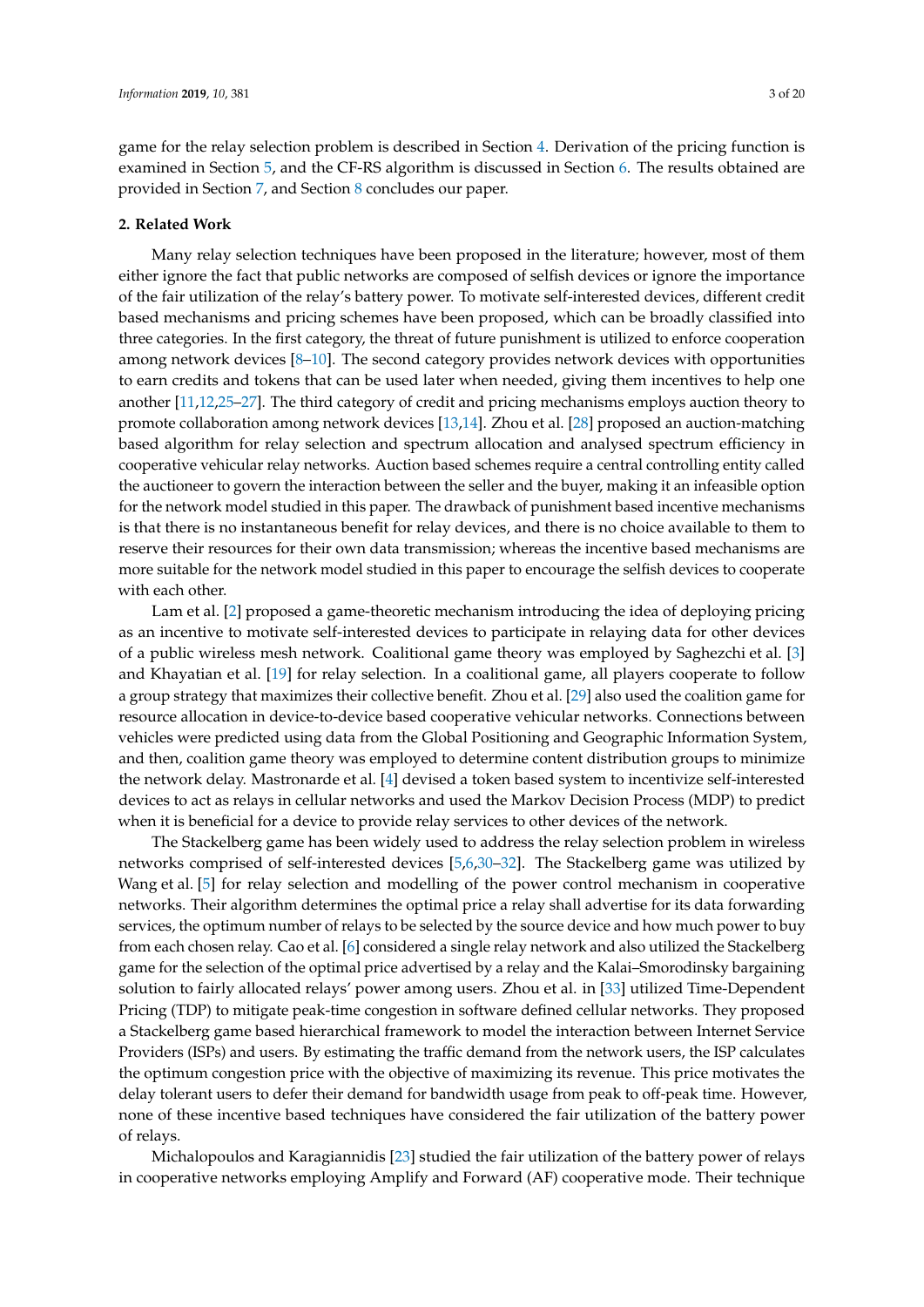game for the relay selection problem is described in Section 4. Derivation of the pricing function is examined in Section 5, and the CF-RS algorithm is discussed in Section 6. The results obtained are provided in Section 7, and Section 8 concludes our paper.

## 2. Related Work

Many relay selection techniques have been proposed in the literature; however, most of them either ignore the fact that public networks are composed of selfish devices or ignore the importance of the fair utilization of the relay's battery power. To motivate self-interested devices, different credit based mechanisms and pricing schemes have been proposed, which can be broadly classified into three categories. In the first category, the threat of future punishment is utilized to enforce cooperation among network devices [8–10]. The second category provides network devices with opportunities to earn credits and tokens that can be used later when needed, giving them incentives to help one another [11,12,25–27]. The third category of credit and pricing mechanisms employs auction theory to promote collaboration among network devices [13,14]. Zhou et al. [28] proposed an auction-matching based algorithm for relay selection and spectrum allocation and analysed spectrum efficiency in cooperative vehicular relay networks. Auction based schemes require a central controlling entity called the auctioneer to govern the interaction between the seller and the buyer, making it an infeasible option for the network model studied in this paper. The drawback of punishment based incentive mechanisms is that there is no instantaneous benefit for relay devices, and there is no choice available to them to reserve their resources for their own data transmission; whereas the incentive based mechanisms are more suitable for the network model studied in this paper to encourage the selfish devices to cooperate with each other.

Lam et al. [2] proposed a game-theoretic mechanism introducing the idea of deploying pricing as an incentive to motivate self-interested devices to participate in relaying data for other devices of a public wireless mesh network. Coalitional game theory was employed by Saghezchi et al. [3] and Khayatian et al. [19] for relay selection. In a coalitional game, all players cooperate to follow a group strategy that maximizes their collective benefit. Zhou et al. [29] also used the coalition game for resource allocation in device-to-device based cooperative vehicular networks. Connections between vehicles were predicted using data from the Global Positioning and Geographic Information System, and then, coalition game theory was employed to determine content distribution groups to minimize the network delay. Mastronarde et al. [4] devised a token based system to incentivize self-interested devices to act as relays in cellular networks and used the Markov Decision Process (MDP) to predict when it is beneficial for a device to provide relay services to other devices of the network.

The Stackelberg game has been widely used to address the relay selection problem in wireless networks comprised of self-interested devices [5,6,30–32]. The Stackelberg game was utilized by Wang et al. [5] for relay selection and modelling of the power control mechanism in cooperative networks. Their algorithm determines the optimal price a relay shall advertise for its data forwarding services, the optimum number of relays to be selected by the source device and how much power to buy from each chosen relay. Cao et al. [6] considered a single relay network and also utilized the Stackelberg game for the selection of the optimal price advertised by a relay and the Kalai–Smorodinsky bargaining solution to fairly allocated relays' power among users. Zhou et al. in [33] utilized Time-Dependent Pricing (TDP) to mitigate peak-time congestion in software defined cellular networks. They proposed a Stackelberg game based hierarchical framework to model the interaction between Internet Service Providers (ISPs) and users. By estimating the traffic demand from the network users, the ISP calculates the optimum congestion price with the objective of maximizing its revenue. This price motivates the delay tolerant users to defer their demand for bandwidth usage from peak to off-peak time. However, none of these incentive based techniques have considered the fair utilization of the battery power of relays.

Michalopoulos and Karagiannidis [23] studied the fair utilization of the battery power of relays in cooperative networks employing Amplify and Forward (AF) cooperative mode. Their technique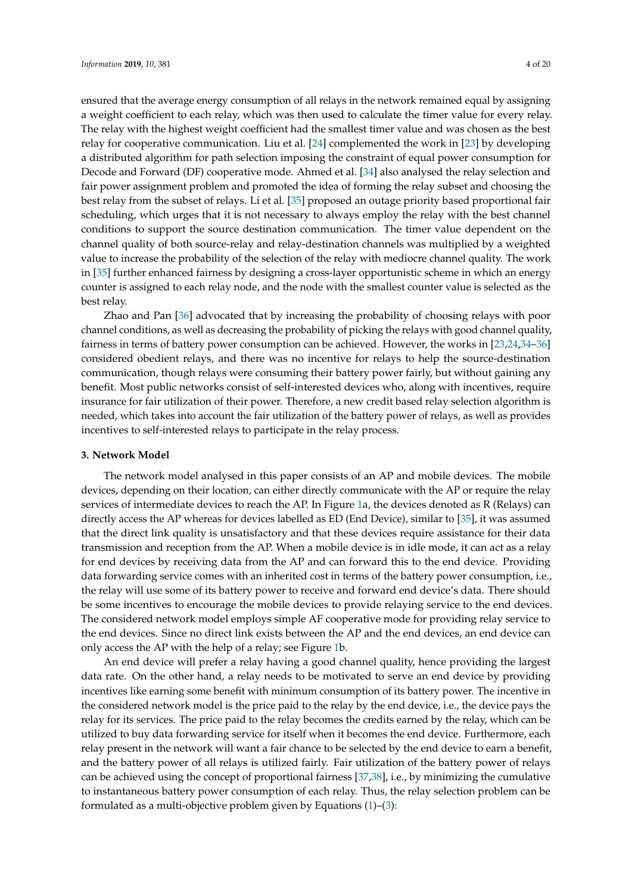ensured that the average energy consumption of all relays in the network remained equal by assigning a weight coefficient to each relay, which was then used to calculate the timer value for every relay. The relay with the highest weight coefficient had the smallest timer value and was chosen as the best relay for cooperative communication. Liu et al. [24] complemented the work in [23] by developing a distributed algorithm for path selection imposing the constraint of equal power consumption for Decode and Forward (DF) cooperative mode. Ahmed et al. [34] also analysed the relay selection and fair power assignment problem and promoted the idea of forming the relay subset and choosing the best relay from the subset of relays. Li et al. [35] proposed an outage priority based proportional fair scheduling, which urges that it is not necessary to always employ the relay with the best channel conditions to support the source destination communication. The timer value dependent on the channel quality of both source-relay and relay-destination channels was multiplied by a weighted value to increase the probability of the selection of the relay with mediocre channel quality. The work in [35] further enhanced fairness by designing a cross-layer opportunistic scheme in which an energy counter is assigned to each relay node, and the node with the smallest counter value is selected as the best relay.

Zhao and Pan [36] advocated that by increasing the probability of choosing relays with poor channel conditions, as well as decreasing the probability of picking the relays with good channel quality, fairness in terms of battery power consumption can be achieved. However, the works in [23,24,34–36] considered obedient relays, and there was no incentive for relays to help the source-destination communication, though relays were consuming their battery power fairly, but without gaining any benefit. Most public networks consist of self-interested devices who, along with incentives, require insurance for fair utilization of their power. Therefore, a new credit based relay selection algorithm is needed, which takes into account the fair utilization of the battery power of relays, as well as provides incentives to self-interested relays to participate in the relay process.

## 3. Network Model

The network model analysed in this paper consists of an AP and mobile devices. The mobile devices, depending on their location, can either directly communicate with the AP or require the relay services of intermediate devices to reach the AP. In Figure 1a, the devices denoted as R (Relays) can directly access the AP whereas for devices labelled as ED (End Device), similar to [35], it was assumed that the direct link quality is unsatisfactory and that these devices require assistance for their data transmission and reception from the AP. When a mobile device is in idle mode, it can act as a relay for end devices by receiving data from the AP and can forward this to the end device. Providing data forwarding service comes with an inherited cost in terms of the battery power consumption, i.e., the relay will use some of its battery power to receive and forward end device's data. There should be some incentives to encourage the mobile devices to provide relaying service to the end devices. The considered network model employs simple AF cooperative mode for providing relay service to the end devices. Since no direct link exists between the AP and the end devices, an end device can only access the AP with the help of a relay; see Figure 1b.

An end device will prefer a relay having a good channel quality, hence providing the largest data rate. On the other hand, a relay needs to be motivated to serve an end device by providing incentives like earning some benefit with minimum consumption of its battery power. The incentive in the considered network model is the price paid to the relay by the end device, i.e., the device pays the relay for its services. The price paid to the relay becomes the credits earned by the relay, which can be utilized to buy data forwarding service for itself when it becomes the end device. Furthermore, each relay present in the network will want a fair chance to be selected by the end device to earn a benefit, and the battery power of all relays is utilized fairly. Fair utilization of the battery power of relays can be achieved using the concept of proportional fairness [37,38], i.e., by minimizing the cumulative to instantaneous battery power consumption of each relay. Thus, the relay selection problem can be formulated as a multi-objective problem given by Equations (1)–(3):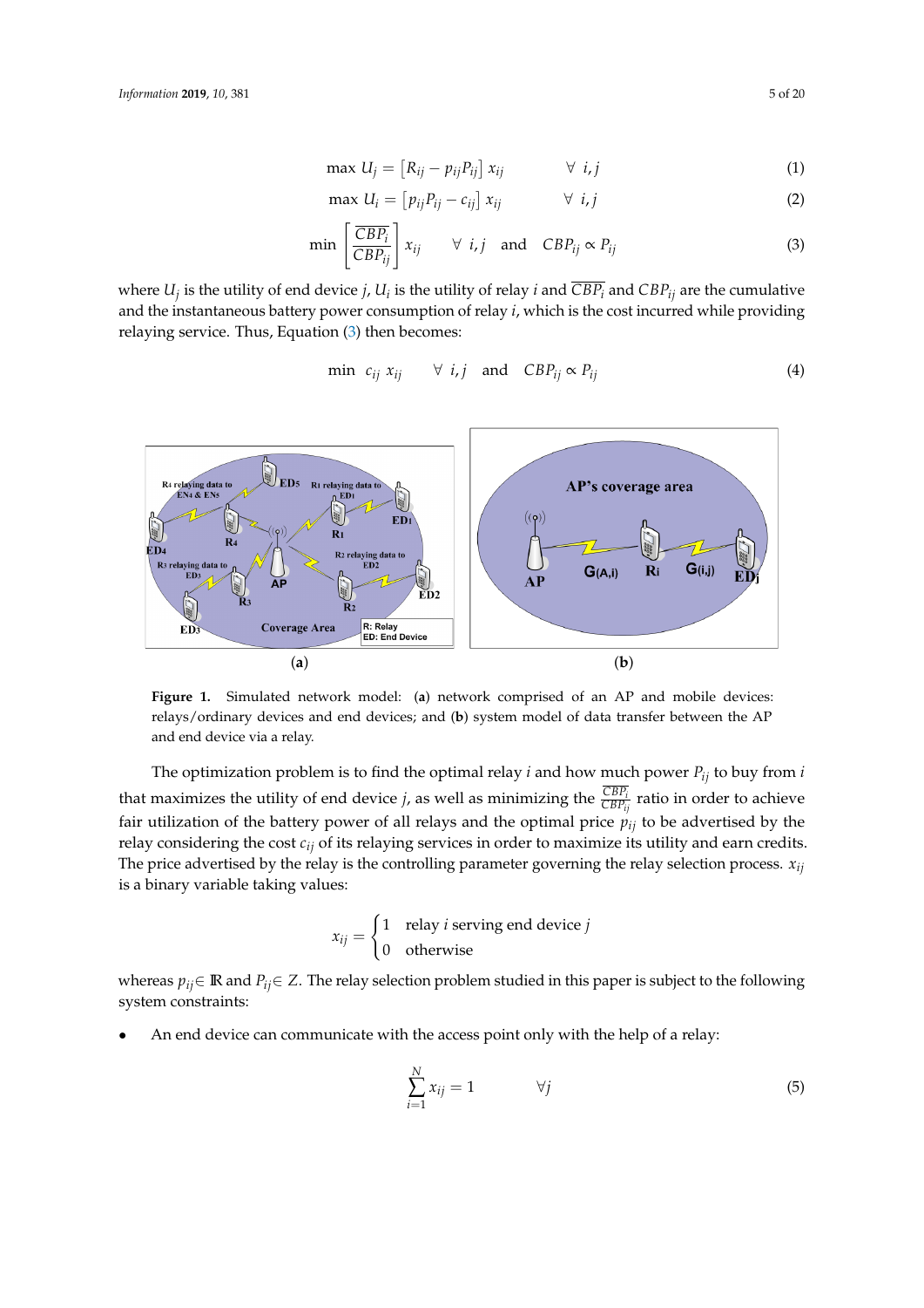$$\max\ U_j = \left[R_{ij} - p_{ij}P_{ij}\right] x_{ij} \qquad \forall\ i,j \tag{1}$$

$$\max\ U_i = \left[p_{ij}P_{ij} - c_{ij}\right] x_{ij} \qquad \forall\ i,j \tag{2}$$

$$\min\ \left[\frac{\overline{CBP_i}}{CBP_{ij}}\right] x_{ij} \qquad \forall\ i,j \quad \text{and} \quad CBP_{ij} \propto P_{ij} \tag{3}$$

where $U_j$ is the utility of end device $j$, $U_i$ is the utility of relay $i$ and $\overline{CBP_i}$ and $CBP_{ij}$ are the cumulative and the instantaneous battery power consumption of relay $i$, which is the cost incurred while providing relaying service. Thus, Equation (3) then becomes:

$$\min\ c_{ij}\ x_{ij} \qquad \forall\ i,j \quad \text{and} \quad CBP_{ij} \propto P_{ij} \tag{4}$$

**Figure 1.** Simulated network model: (**a**) network comprised of an AP and mobile devices: relays/ordinary devices and end devices; and (**b**) system model of data transfer between the AP and end device via a relay.

The optimization problem is to find the optimal relay $i$ and how much power $P_{ij}$ to buy from $i$ that maximizes the utility of end device $j$, as well as minimizing the $\frac{\overline{CBP_i}}{CBP_{ij}}$ ratio in order to achieve fair utilization of the battery power of all relays and the optimal price $p_{ij}$ to be advertised by the relay considering the cost $c_{ij}$ of its relaying services in order to maximize its utility and earn credits. The price advertised by the relay is the controlling parameter governing the relay selection process. $x_{ij}$ is a binary variable taking values:

$$x_{ij} = \begin{cases} 1 & \text{relay } i \text{ serving end device } j \\ 0 & \text{otherwise} \end{cases}$$

whereas $p_{ij} \in \mathbb{R}$ and $P_{ij} \in Z$. The relay selection problem studied in this paper is subject to the following system constraints:

- An end device can communicate with the access point only with the help of a relay:

$$\sum_{i=1}^{N} x_{ij} = 1 \qquad \forall j \tag{5}$$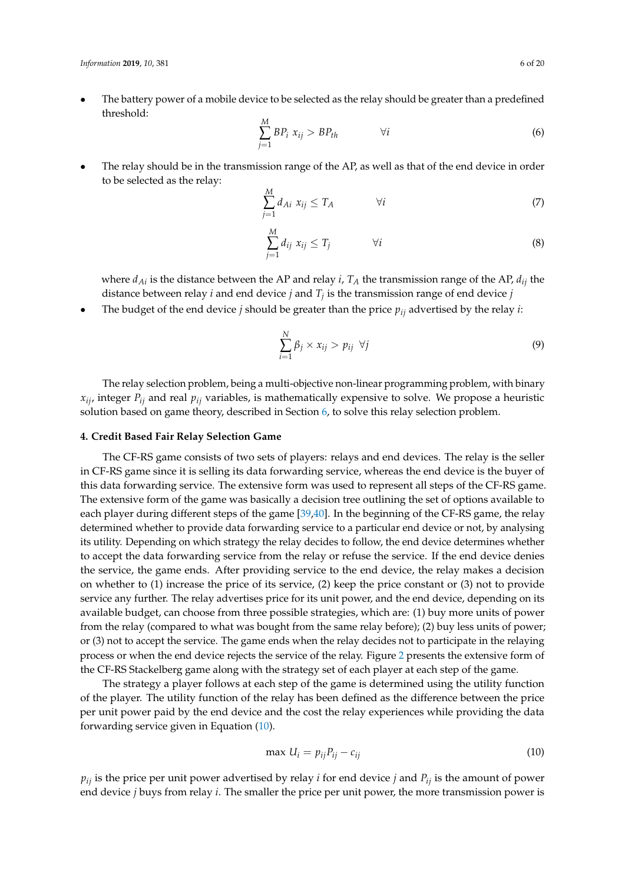- The battery power of a mobile device to be selected as the relay should be greater than a predefined threshold:

$$\sum_{j=1}^{M} BP_i \; x_{ij} > BP_{th} \qquad \forall i \tag{6}$$

- The relay should be in the transmission range of the AP, as well as that of the end device in order to be selected as the relay:

$$\sum_{j=1}^{M} d_{Ai} \; x_{ij} \leq T_A \qquad \forall i \tag{7}$$

$$\sum_{j=1}^{M} d_{ij} \; x_{ij} \leq T_j \qquad \forall i \tag{8}$$

  where $d_{Ai}$ is the distance between the AP and relay $i$, $T_A$ the transmission range of the AP, $d_{ij}$ the distance between relay $i$ and end device $j$ and $T_j$ is the transmission range of end device $j$

- The budget of the end device $j$ should be greater than the price $p_{ij}$ advertised by the relay $i$:

$$\sum_{i=1}^{N} \beta_j \times x_{ij} > p_{ij} \;\; \forall j \tag{9}$$

The relay selection problem, being a multi-objective non-linear programming problem, with binary $x_{ij}$, integer $P_{ij}$ and real $p_{ij}$ variables, is mathematically expensive to solve. We propose a heuristic solution based on game theory, described in Section 6, to solve this relay selection problem.

## 4. Credit Based Fair Relay Selection Game

The CF-RS game consists of two sets of players: relays and end devices. The relay is the seller in CF-RS game since it is selling its data forwarding service, whereas the end device is the buyer of this data forwarding service. The extensive form was used to represent all steps of the CF-RS game. The extensive form of the game was basically a decision tree outlining the set of options available to each player during different steps of the game [39,40]. In the beginning of the CF-RS game, the relay determined whether to provide data forwarding service to a particular end device or not, by analysing its utility. Depending on which strategy the relay decides to follow, the end device determines whether to accept the data forwarding service from the relay or refuse the service. If the end device denies the service, the game ends. After providing service to the end device, the relay makes a decision on whether to (1) increase the price of its service, (2) keep the price constant or (3) not to provide service any further. The relay advertises price for its unit power, and the end device, depending on its available budget, can choose from three possible strategies, which are: (1) buy more units of power from the relay (compared to what was bought from the same relay before); (2) buy less units of power; or (3) not to accept the service. The game ends when the relay decides not to participate in the relaying process or when the end device rejects the service of the relay. Figure 2 presents the extensive form of the CF-RS Stackelberg game along with the strategy set of each player at each step of the game.

The strategy a player follows at each step of the game is determined using the utility function of the player. The utility function of the relay has been defined as the difference between the price per unit power paid by the end device and the cost the relay experiences while providing the data forwarding service given in Equation (10).

$$\max \; U_i = p_{ij} P_{ij} - c_{ij} \tag{10}$$

$p_{ij}$ is the price per unit power advertised by relay $i$ for end device $j$ and $P_{ij}$ is the amount of power end device $j$ buys from relay $i$. The smaller the price per unit power, the more transmission power is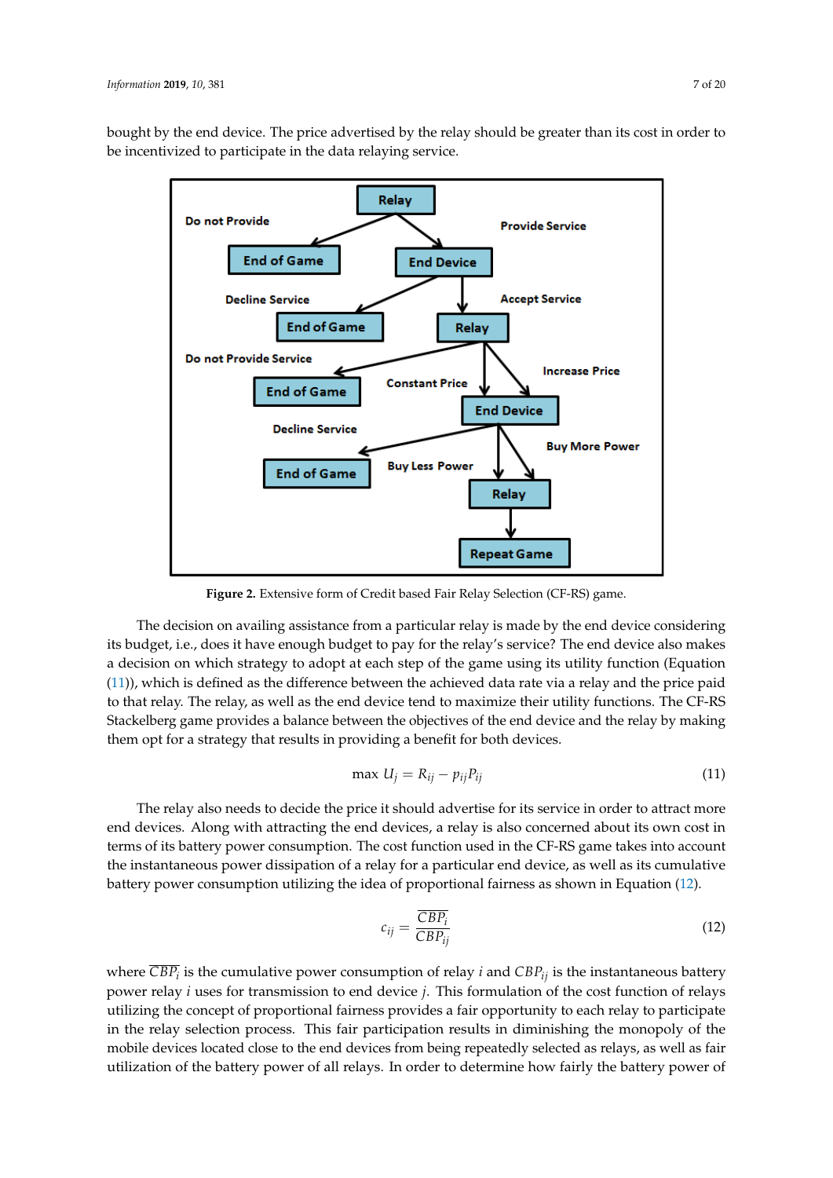bought by the end device. The price advertised by the relay should be greater than its cost in order to be incentivized to participate in the data relaying service.

**Figure 2.** Extensive form of Credit based Fair Relay Selection (CF-RS) game.

The decision on availing assistance from a particular relay is made by the end device considering its budget, i.e., does it have enough budget to pay for the relay's service? The end device also makes a decision on which strategy to adopt at each step of the game using its utility function (Equation (11)), which is defined as the difference between the achieved data rate via a relay and the price paid to that relay. The relay, as well as the end device tend to maximize their utility functions. The CF-RS Stackelberg game provides a balance between the objectives of the end device and the relay by making them opt for a strategy that results in providing a benefit for both devices.

$$\max\ U_j = R_{ij} - p_{ij}P_{ij} \tag{11}$$

The relay also needs to decide the price it should advertise for its service in order to attract more end devices. Along with attracting the end devices, a relay is also concerned about its own cost in terms of its battery power consumption. The cost function used in the CF-RS game takes into account the instantaneous power dissipation of a relay for a particular end device, as well as its cumulative battery power consumption utilizing the idea of proportional fairness as shown in Equation (12).

$$c_{ij} = \frac{\overline{CBP_i}}{CBP_{ij}} \tag{12}$$

where $\overline{CBP_i}$ is the cumulative power consumption of relay $i$ and $CBP_{ij}$ is the instantaneous battery power relay $i$ uses for transmission to end device $j$. This formulation of the cost function of relays utilizing the concept of proportional fairness provides a fair opportunity to each relay to participate in the relay selection process. This fair participation results in diminishing the monopoly of the mobile devices located close to the end devices from being repeatedly selected as relays, as well as fair utilization of the battery power of all relays. In order to determine how fairly the battery power of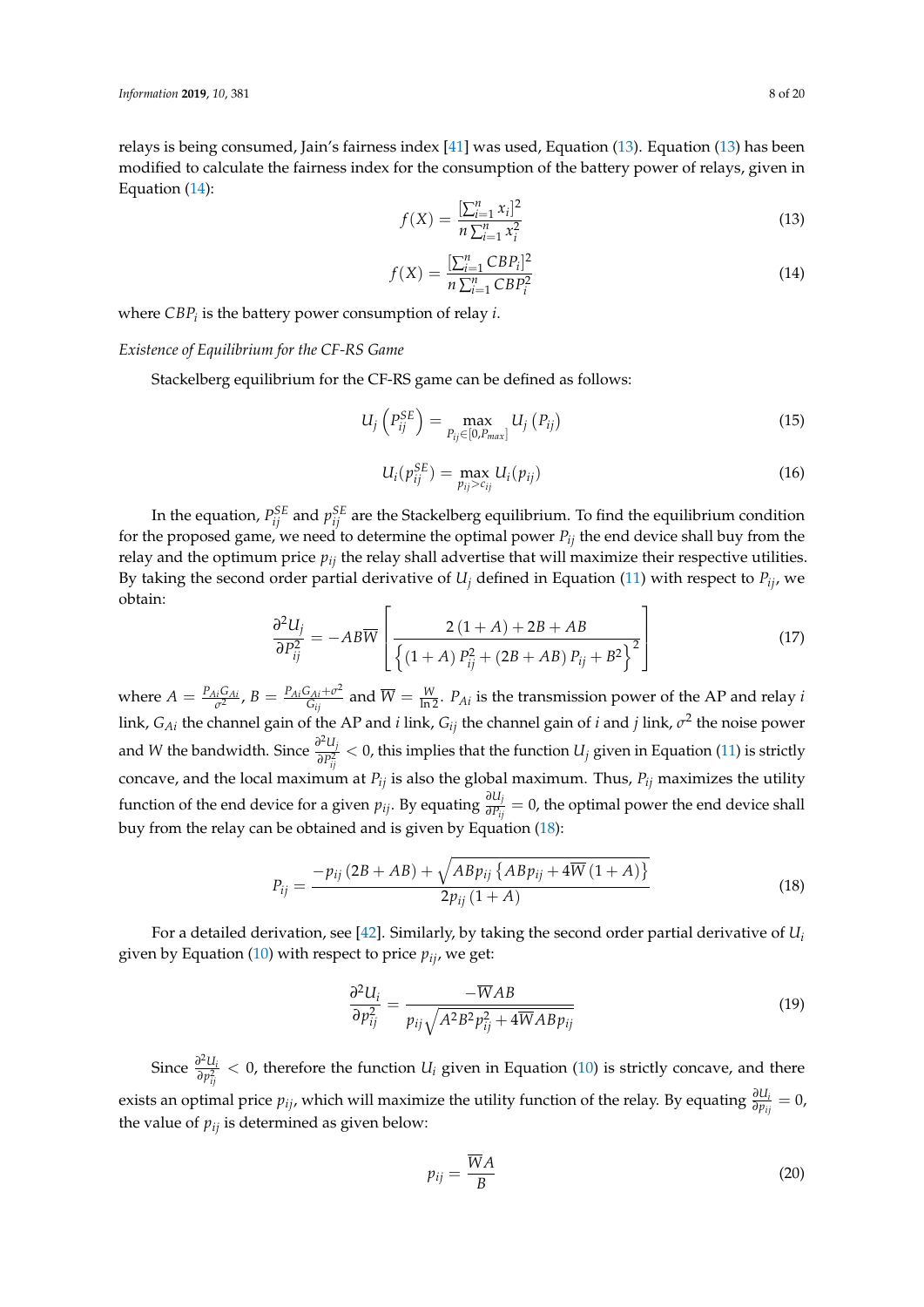relays is being consumed, Jain's fairness index [41] was used, Equation (13). Equation (13) has been modified to calculate the fairness index for the consumption of the battery power of relays, given in Equation (14):

$$f(X) = \frac{[\sum_{i=1}^{n} x_i]^2}{n \sum_{i=1}^{n} x_i^2} \tag{13}$$

$$f(X) = \frac{[\sum_{i=1}^{n} CBP_i]^2}{n \sum_{i=1}^{n} CBP_i^2} \tag{14}$$

where $CBP_i$ is the battery power consumption of relay $i$.

*Existence of Equilibrium for the CF-RS Game*

Stackelberg equilibrium for the CF-RS game can be defined as follows:

$$U_j\left(P_{ij}^{SE}\right) = \max_{P_{ij} \in [0, P_{max}]} U_j\left(P_{ij}\right) \tag{15}$$

$$U_i(p_{ij}^{SE}) = \max_{p_{ij} > c_{ij}} U_i(p_{ij}) \tag{16}$$

In the equation, $P_{ij}^{SE}$ and $p_{ij}^{SE}$ are the Stackelberg equilibrium. To find the equilibrium condition for the proposed game, we need to determine the optimal power $P_{ij}$ the end device shall buy from the relay and the optimum price $p_{ij}$ the relay shall advertise that will maximize their respective utilities. By taking the second order partial derivative of $U_j$ defined in Equation (11) with respect to $P_{ij}$, we obtain:

$$\frac{\partial^2 U_j}{\partial P_{ij}^2} = -AB\overline{W}\left[\frac{2\,(1+A) + 2B + AB}{\left\{(1+A)\,P_{ij}^2 + (2B + AB)\,P_{ij} + B^2\right\}^2}\right] \tag{17}$$

where $A = \frac{P_{Ai}G_{Ai}}{\sigma^2}$, $B = \frac{P_{Ai}G_{Ai}+\sigma^2}{G_{ij}}$ and $\overline{W} = \frac{W}{\ln 2}$. $P_{Ai}$ is the transmission power of the AP and relay $i$ link, $G_{Ai}$ the channel gain of the AP and $i$ link, $G_{ij}$ the channel gain of $i$ and $j$ link, $\sigma^2$ the noise power and $W$ the bandwidth. Since $\frac{\partial^2 U_j}{\partial P_{ij}^2} < 0$, this implies that the function $U_j$ given in Equation (11) is strictly concave, and the local maximum at $P_{ij}$ is also the global maximum. Thus, $P_{ij}$ maximizes the utility function of the end device for a given $p_{ij}$. By equating $\frac{\partial U_j}{\partial P_{ij}} = 0$, the optimal power the end device shall buy from the relay can be obtained and is given by Equation (18):

$$P_{ij} = \frac{-p_{ij}\,(2B + AB) + \sqrt{ABp_{ij}\left\{ABp_{ij} + 4\overline{W}\,(1+A)\right\}}}{2p_{ij}\,(1+A)} \tag{18}$$

For a detailed derivation, see [42]. Similarly, by taking the second order partial derivative of $U_i$ given by Equation (10) with respect to price $p_{ij}$, we get:

$$\frac{\partial^2 U_i}{\partial p_{ij}^2} = \frac{-\overline{W}AB}{p_{ij}\sqrt{A^2B^2p_{ij}^2 + 4\overline{W}ABp_{ij}}} \tag{19}$$

Since $\frac{\partial^2 U_i}{\partial p_{ij}^2} < 0$, therefore the function $U_i$ given in Equation (10) is strictly concave, and there exists an optimal price $p_{ij}$, which will maximize the utility function of the relay. By equating $\frac{\partial U_i}{\partial p_{ij}} = 0$, the value of $p_{ij}$ is determined as given below:

$$p_{ij} = \frac{\overline{W}A}{B} \tag{20}$$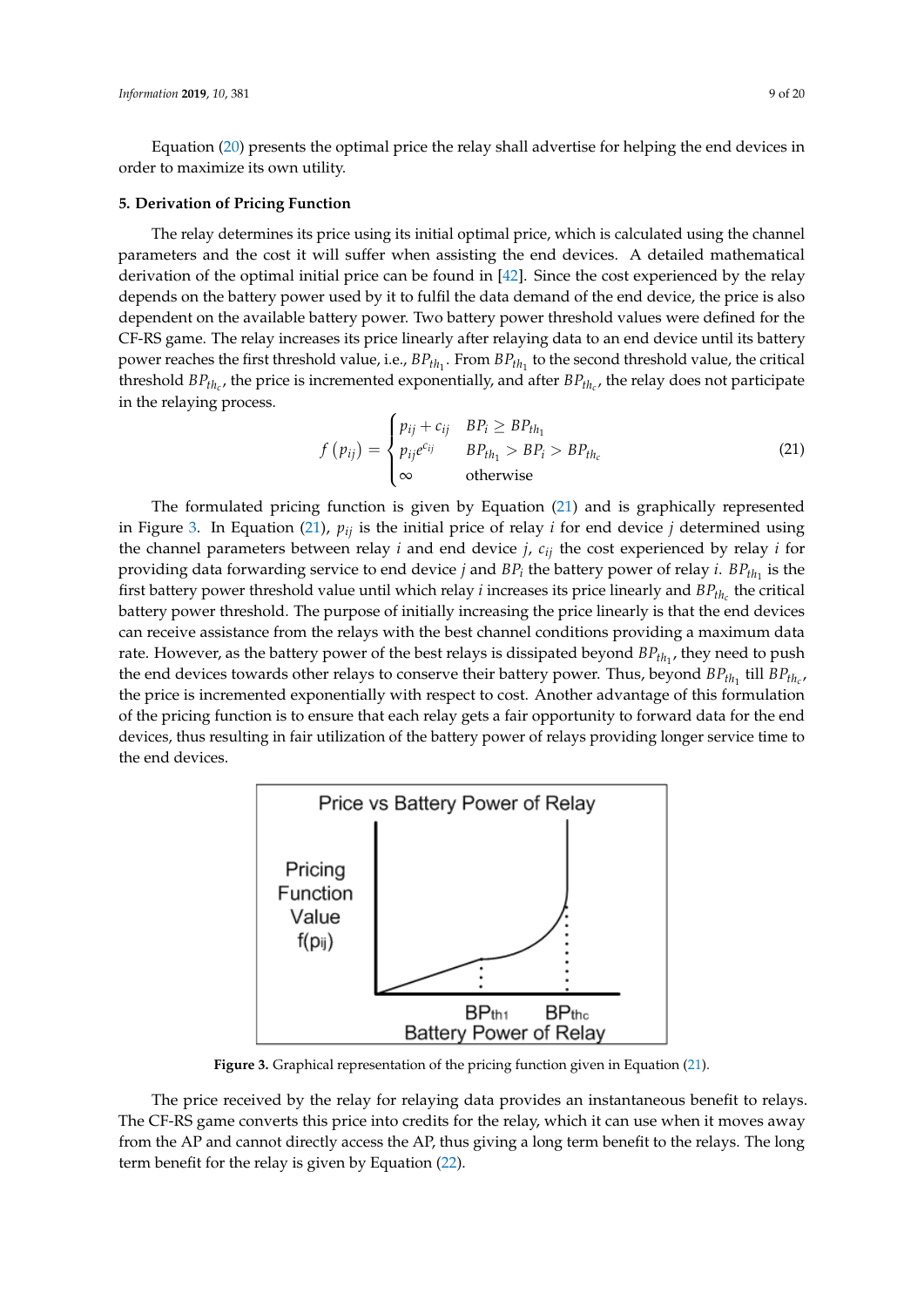Equation (20) presents the optimal price the relay shall advertise for helping the end devices in order to maximize its own utility.

## 5. Derivation of Pricing Function

The relay determines its price using its initial optimal price, which is calculated using the channel parameters and the cost it will suffer when assisting the end devices. A detailed mathematical derivation of the optimal initial price can be found in [42]. Since the cost experienced by the relay depends on the battery power used by it to fulfil the data demand of the end device, the price is also dependent on the available battery power. Two battery power threshold values were defined for the CF-RS game. The relay increases its price linearly after relaying data to an end device until its battery power reaches the first threshold value, i.e., $BP_{th_1}$. From $BP_{th_1}$ to the second threshold value, the critical threshold $BP_{th_c}$, the price is incremented exponentially, and after $BP_{th_c}$, the relay does not participate in the relaying process.

$$f\left(p_{ij}\right) = \begin{cases} p_{ij} + c_{ij} & BP_i \geq BP_{th_1} \\ p_{ij} e^{c_{ij}} & BP_{th_1} > BP_i > BP_{th_c} \\ \infty & \text{otherwise} \end{cases} \tag{21}$$

The formulated pricing function is given by Equation (21) and is graphically represented in Figure 3. In Equation (21), $p_{ij}$ is the initial price of relay $i$ for end device $j$ determined using the channel parameters between relay $i$ and end device $j$, $c_{ij}$ the cost experienced by relay $i$ for providing data forwarding service to end device $j$ and $BP_i$ the battery power of relay $i$. $BP_{th_1}$ is the first battery power threshold value until which relay $i$ increases its price linearly and $BP_{th_c}$ the critical battery power threshold. The purpose of initially increasing the price linearly is that the end devices can receive assistance from the relays with the best channel conditions providing a maximum data rate. However, as the battery power of the best relays is dissipated beyond $BP_{th_1}$, they need to push the end devices towards other relays to conserve their battery power. Thus, beyond $BP_{th_1}$ till $BP_{th_c}$, the price is incremented exponentially with respect to cost. Another advantage of this formulation of the pricing function is to ensure that each relay gets a fair opportunity to forward data for the end devices, thus resulting in fair utilization of the battery power of relays providing longer service time to the end devices.

**Figure 3.** Graphical representation of the pricing function given in Equation (21).

The price received by the relay for relaying data provides an instantaneous benefit to relays. The CF-RS game converts this price into credits for the relay, which it can use when it moves away from the AP and cannot directly access the AP, thus giving a long term benefit to the relays. The long term benefit for the relay is given by Equation (22).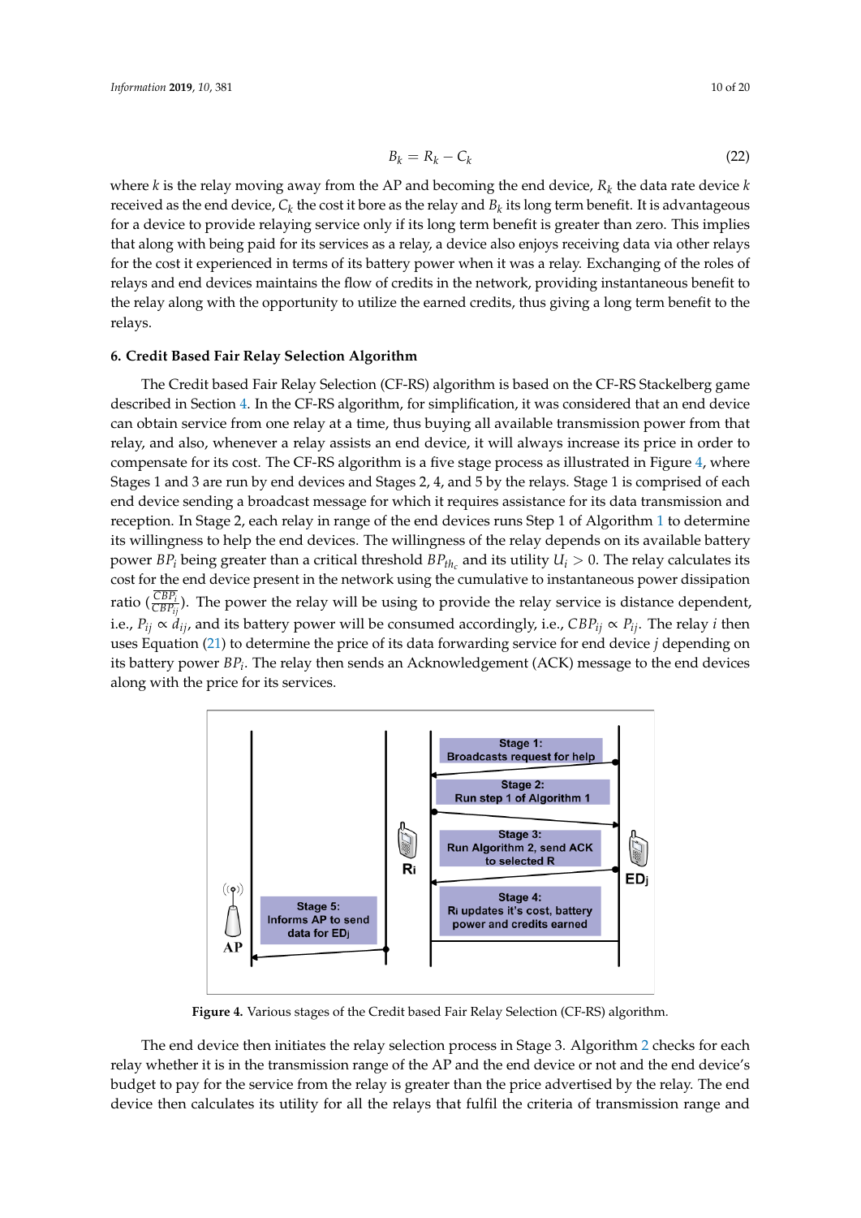$$B_k = R_k - C_k \tag{22}$$

where $k$ is the relay moving away from the AP and becoming the end device, $R_k$ the data rate device $k$ received as the end device, $C_k$ the cost it bore as the relay and $B_k$ its long term benefit. It is advantageous for a device to provide relaying service only if its long term benefit is greater than zero. This implies that along with being paid for its services as a relay, a device also enjoys receiving data via other relays for the cost it experienced in terms of its battery power when it was a relay. Exchanging of the roles of relays and end devices maintains the flow of credits in the network, providing instantaneous benefit to the relay along with the opportunity to utilize the earned credits, thus giving a long term benefit to the relays.

## 6. Credit Based Fair Relay Selection Algorithm

The Credit based Fair Relay Selection (CF-RS) algorithm is based on the CF-RS Stackelberg game described in Section 4. In the CF-RS algorithm, for simplification, it was considered that an end device can obtain service from one relay at a time, thus buying all available transmission power from that relay, and also, whenever a relay assists an end device, it will always increase its price in order to compensate for its cost. The CF-RS algorithm is a five stage process as illustrated in Figure 4, where Stages 1 and 3 are run by end devices and Stages 2, 4, and 5 by the relays. Stage 1 is comprised of each end device sending a broadcast message for which it requires assistance for its data transmission and reception. In Stage 2, each relay in range of the end devices runs Step 1 of Algorithm 1 to determine its willingness to help the end devices. The willingness of the relay depends on its available battery power $BP_i$ being greater than a critical threshold $BP_{th_c}$ and its utility $U_i > 0$. The relay calculates its cost for the end device present in the network using the cumulative to instantaneous power dissipation ratio ($\frac{CBP_i}{CBP_{ij}}$). The power the relay will be using to provide the relay service is distance dependent, i.e., $P_{ij} \propto d_{ij}$, and its battery power will be consumed accordingly, i.e., $CBP_{ij} \propto P_{ij}$. The relay $i$ then uses Equation (21) to determine the price of its data forwarding service for end device $j$ depending on its battery power $BP_i$. The relay then sends an Acknowledgement (ACK) message to the end devices along with the price for its services.

**Figure 4.** Various stages of the Credit based Fair Relay Selection (CF-RS) algorithm.

The end device then initiates the relay selection process in Stage 3. Algorithm 2 checks for each relay whether it is in the transmission range of the AP and the end device or not and the end device's budget to pay for the service from the relay is greater than the price advertised by the relay. The end device then calculates its utility for all the relays that fulfil the criteria of transmission range and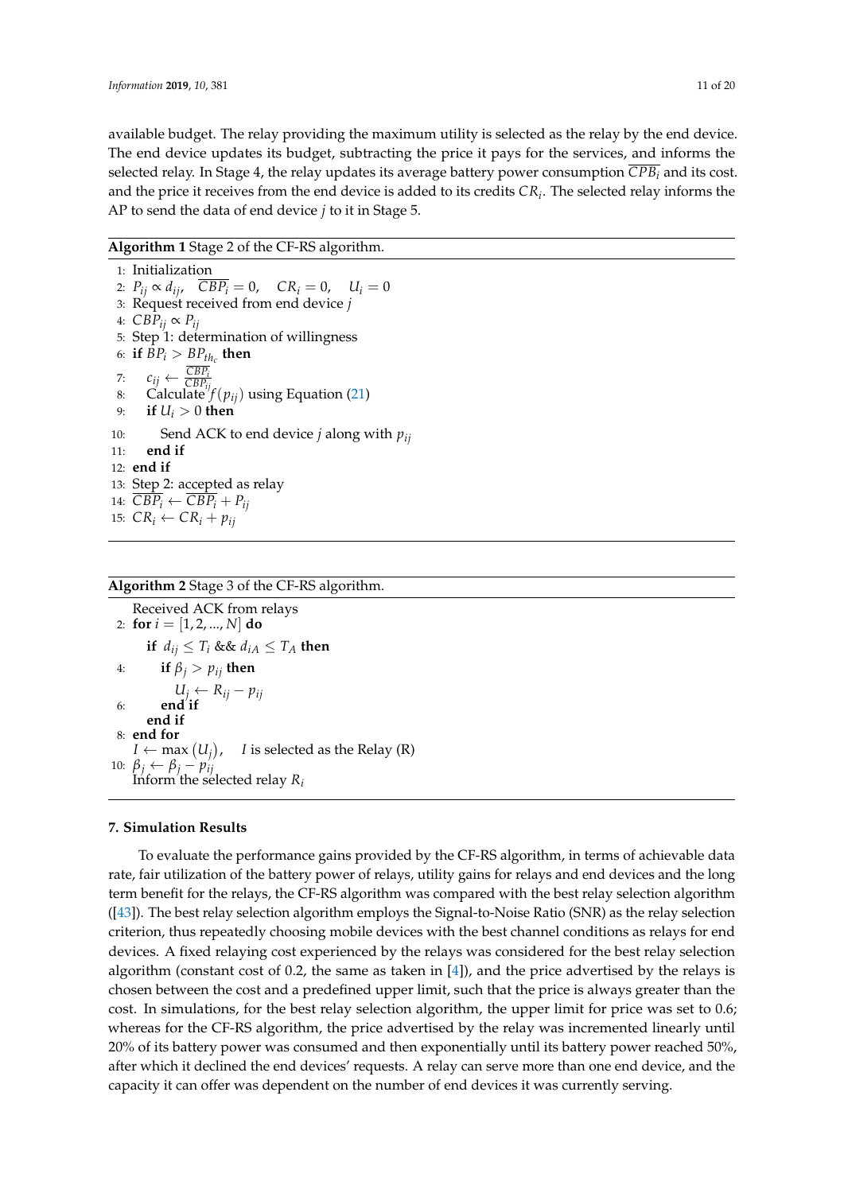available budget. The relay providing the maximum utility is selected as the relay by the end device. The end device updates its budget, subtracting the price it pays for the services, and informs the selected relay. In Stage 4, the relay updates its average battery power consumption $\overline{CPB_i}$ and its cost. and the price it receives from the end device is added to its credits $CR_i$. The selected relay informs the AP to send the data of end device $j$ to it in Stage 5.

**Algorithm 1** Stage 2 of the CF-RS algorithm.

```
1:  Initialization
2:  P_ij ∝ d_ij,   CBP_i (avg) = 0,   CR_i = 0,   U_i = 0
3:  Request received from end device j
4:  CBP_ij ∝ P_ij
5:  Step 1: determination of willingness
6:  if BP_i > BP_th_c then
7:      c_ij ← CBP_i (avg) / CBP_ij (avg)
8:      Calculate f(p_ij) using Equation (21)
9:      if U_i > 0 then
10:         Send ACK to end device j along with p_ij
11:     end if
12: end if
13: Step 2: accepted as relay
14: CBP_i (avg) ← CBP_i (avg) + P_ij
15: CR_i ← CR_i + p_ij
```

In mathematical notation: line 2: $P_{ij} \propto d_{ij}$, $\overline{CBP_i} = 0$, $CR_i = 0$, $U_i = 0$; line 4: $CBP_{ij} \propto P_{ij}$; line 6: **if** $BP_i > BP_{th_c}$ **then**; line 7: $c_{ij} \leftarrow \frac{\overline{CBP_i}}{\overline{CBP_{ij}}}$; line 8: Calculate $f(p_{ij})$ using Equation (21); line 9: **if** $U_i > 0$ **then**; line 10: Send ACK to end device $j$ along with $p_{ij}$; line 14: $\overline{CBP_i} \leftarrow \overline{CBP_i} + P_{ij}$; line 15: $CR_i \leftarrow CR_i + p_{ij}$.

**Algorithm 2** Stage 3 of the CF-RS algorithm.

```
    Received ACK from relays
2:  for i = [1, 2, ..., N] do
        if d_ij ≤ T_i && d_iA ≤ T_A then
4:          if β_j > p_ij then
                U_j ← R_ij − p_ij
6:          end if
        end if
8:  end for
    I ← max(U_j),   I is selected as the Relay (R)
10: β_j ← β_j − p_ij
    Inform the selected relay R_i
```

In mathematical notation: line 2: **for** $i = [1, 2, ..., N]$ **do**; line 3: **if** $d_{ij} \leq T_i$ && $d_{iA} \leq T_A$ **then**; line 4: **if** $\beta_j > p_{ij}$ **then**; line 5: $U_j \leftarrow R_{ij} - p_{ij}$; line 9: $I \leftarrow \max(U_j)$, $I$ is selected as the Relay (R); line 10: $\beta_j \leftarrow \beta_j - p_{ij}$; line 11: Inform the selected relay $R_i$.

## 7. Simulation Results

To evaluate the performance gains provided by the CF-RS algorithm, in terms of achievable data rate, fair utilization of the battery power of relays, utility gains for relays and end devices and the long term benefit for the relays, the CF-RS algorithm was compared with the best relay selection algorithm ([43]). The best relay selection algorithm employs the Signal-to-Noise Ratio (SNR) as the relay selection criterion, thus repeatedly choosing mobile devices with the best channel conditions as relays for end devices. A fixed relaying cost experienced by the relays was considered for the best relay selection algorithm (constant cost of 0.2, the same as taken in [4]), and the price advertised by the relays is chosen between the cost and a predefined upper limit, such that the price is always greater than the cost. In simulations, for the best relay selection algorithm, the upper limit for price was set to 0.6; whereas for the CF-RS algorithm, the price advertised by the relay was incremented linearly until 20% of its battery power was consumed and then exponentially until its battery power reached 50%, after which it declined the end devices' requests. A relay can serve more than one end device, and the capacity it can offer was dependent on the number of end devices it was currently serving.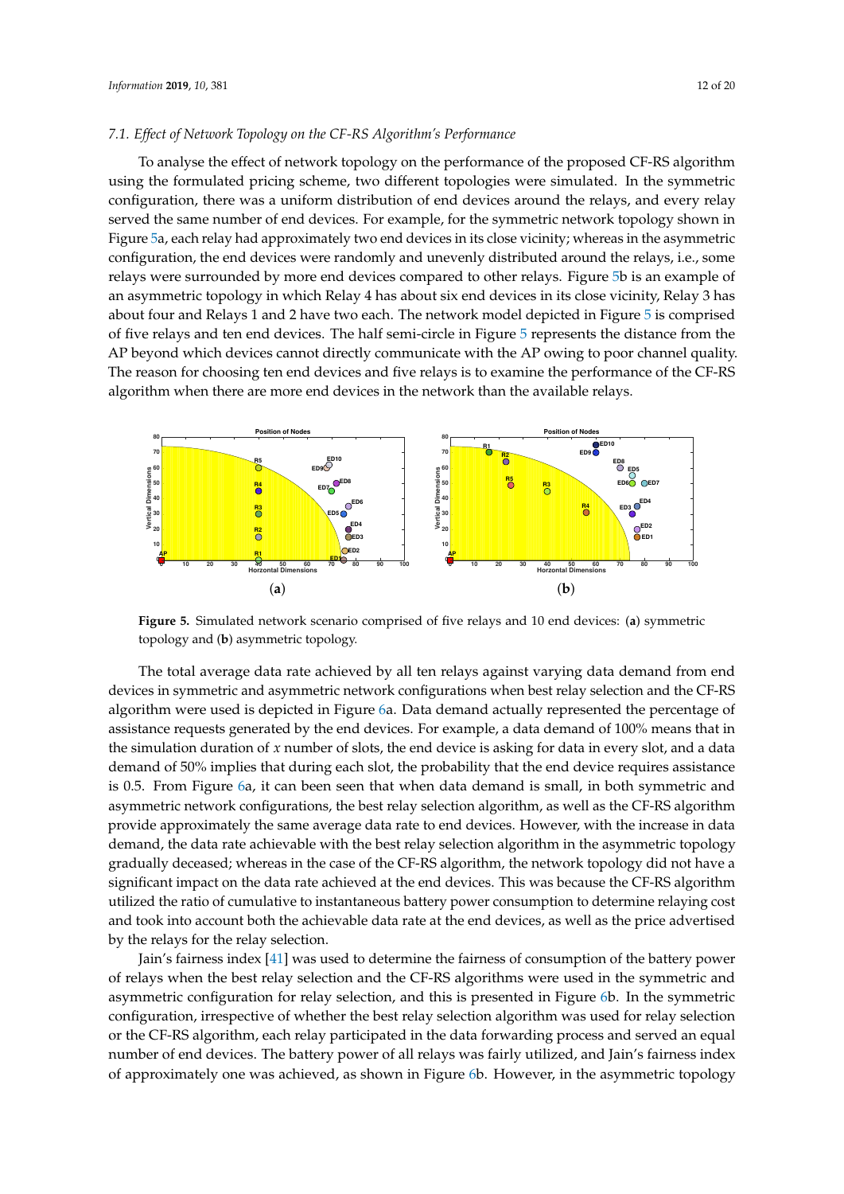### 7.1. Effect of Network Topology on the CF-RS Algorithm's Performance

To analyse the effect of network topology on the performance of the proposed CF-RS algorithm using the formulated pricing scheme, two different topologies were simulated. In the symmetric configuration, there was a uniform distribution of end devices around the relays, and every relay served the same number of end devices. For example, for the symmetric network topology shown in Figure 5a, each relay had approximately two end devices in its close vicinity; whereas in the asymmetric configuration, the end devices were randomly and unevenly distributed around the relays, i.e., some relays were surrounded by more end devices compared to other relays. Figure 5b is an example of an asymmetric topology in which Relay 4 has about six end devices in its close vicinity, Relay 3 has about four and Relays 1 and 2 have two each. The network model depicted in Figure 5 is comprised of five relays and ten end devices. The half semi-circle in Figure 5 represents the distance from the AP beyond which devices cannot directly communicate with the AP owing to poor channel quality. The reason for choosing ten end devices and five relays is to examine the performance of the CF-RS algorithm when there are more end devices in the network than the available relays.

**Figure 5.** Simulated network scenario comprised of five relays and 10 end devices: (**a**) symmetric topology and (**b**) asymmetric topology.

The total average data rate achieved by all ten relays against varying data demand from end devices in symmetric and asymmetric network configurations when best relay selection and the CF-RS algorithm were used is depicted in Figure 6a. Data demand actually represented the percentage of assistance requests generated by the end devices. For example, a data demand of 100% means that in the simulation duration of $x$ number of slots, the end device is asking for data in every slot, and a data demand of 50% implies that during each slot, the probability that the end device requires assistance is 0.5. From Figure 6a, it can been seen that when data demand is small, in both symmetric and asymmetric network configurations, the best relay selection algorithm, as well as the CF-RS algorithm provide approximately the same average data rate to end devices. However, with the increase in data demand, the data rate achievable with the best relay selection algorithm in the asymmetric topology gradually deceased; whereas in the case of the CF-RS algorithm, the network topology did not have a significant impact on the data rate achieved at the end devices. This was because the CF-RS algorithm utilized the ratio of cumulative to instantaneous battery power consumption to determine relaying cost and took into account both the achievable data rate at the end devices, as well as the price advertised by the relays for the relay selection.

Jain's fairness index [41] was used to determine the fairness of consumption of the battery power of relays when the best relay selection and the CF-RS algorithms were used in the symmetric and asymmetric configuration for relay selection, and this is presented in Figure 6b. In the symmetric configuration, irrespective of whether the best relay selection algorithm was used for relay selection or the CF-RS algorithm, each relay participated in the data forwarding process and served an equal number of end devices. The battery power of all relays was fairly utilized, and Jain's fairness index of approximately one was achieved, as shown in Figure 6b. However, in the asymmetric topology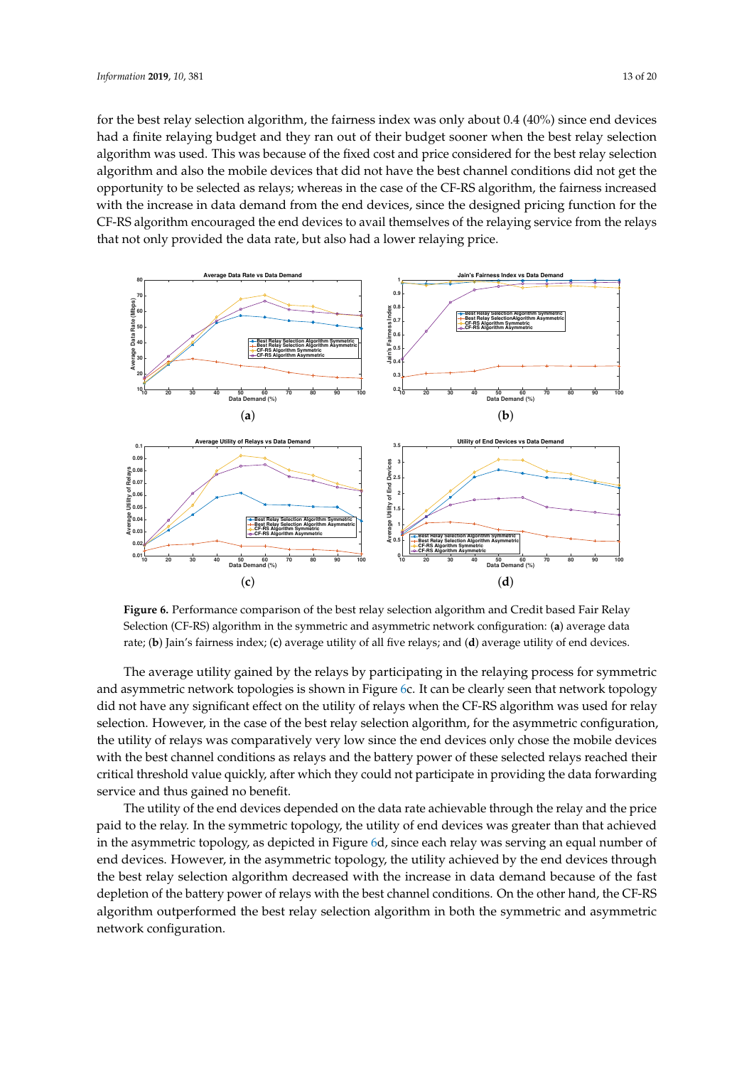for the best relay selection algorithm, the fairness index was only about 0.4 (40%) since end devices had a finite relaying budget and they ran out of their budget sooner when the best relay selection algorithm was used. This was because of the fixed cost and price considered for the best relay selection algorithm and also the mobile devices that did not have the best channel conditions did not get the opportunity to be selected as relays; whereas in the case of the CF-RS algorithm, the fairness increased with the increase in data demand from the end devices, since the designed pricing function for the CF-RS algorithm encouraged the end devices to avail themselves of the relaying service from the relays that not only provided the data rate, but also had a lower relaying price.

**Figure 6.** Performance comparison of the best relay selection algorithm and Credit based Fair Relay Selection (CF-RS) algorithm in the symmetric and asymmetric network configuration: (**a**) average data rate; (**b**) Jain's fairness index; (**c**) average utility of all five relays; and (**d**) average utility of end devices.

The average utility gained by the relays by participating in the relaying process for symmetric and asymmetric network topologies is shown in Figure 6c. It can be clearly seen that network topology did not have any significant effect on the utility of relays when the CF-RS algorithm was used for relay selection. However, in the case of the best relay selection algorithm, for the asymmetric configuration, the utility of relays was comparatively very low since the end devices only chose the mobile devices with the best channel conditions as relays and the battery power of these selected relays reached their critical threshold value quickly, after which they could not participate in providing the data forwarding service and thus gained no benefit.

The utility of the end devices depended on the data rate achievable through the relay and the price paid to the relay. In the symmetric topology, the utility of end devices was greater than that achieved in the asymmetric topology, as depicted in Figure 6d, since each relay was serving an equal number of end devices. However, in the asymmetric topology, the utility achieved by the end devices through the best relay selection algorithm decreased with the increase in data demand because of the fast depletion of the battery power of relays with the best channel conditions. On the other hand, the CF-RS algorithm outperformed the best relay selection algorithm in both the symmetric and asymmetric network configuration.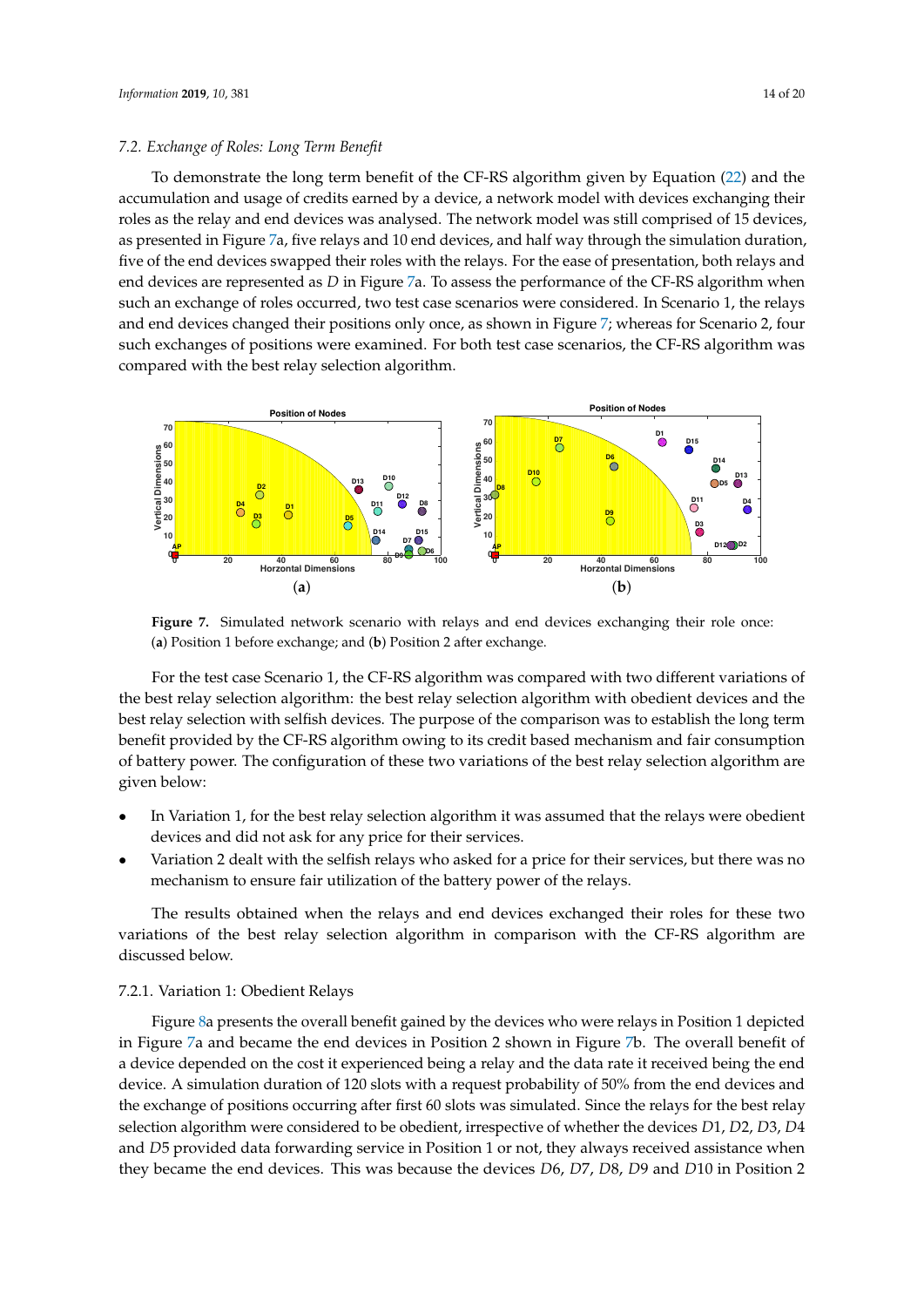### 7.2. Exchange of Roles: Long Term Benefit

To demonstrate the long term benefit of the CF-RS algorithm given by Equation (22) and the accumulation and usage of credits earned by a device, a network model with devices exchanging their roles as the relay and end devices was analysed. The network model was still comprised of 15 devices, as presented in Figure 7a, five relays and 10 end devices, and half way through the simulation duration, five of the end devices swapped their roles with the relays. For the ease of presentation, both relays and end devices are represented as $D$ in Figure 7a. To assess the performance of the CF-RS algorithm when such an exchange of roles occurred, two test case scenarios were considered. In Scenario 1, the relays and end devices changed their positions only once, as shown in Figure 7; whereas for Scenario 2, four such exchanges of positions were examined. For both test case scenarios, the CF-RS algorithm was compared with the best relay selection algorithm.

**Figure 7.** Simulated network scenario with relays and end devices exchanging their role once: (**a**) Position 1 before exchange; and (**b**) Position 2 after exchange.

For the test case Scenario 1, the CF-RS algorithm was compared with two different variations of the best relay selection algorithm: the best relay selection algorithm with obedient devices and the best relay selection with selfish devices. The purpose of the comparison was to establish the long term benefit provided by the CF-RS algorithm owing to its credit based mechanism and fair consumption of battery power. The configuration of these two variations of the best relay selection algorithm are given below:

- In Variation 1, for the best relay selection algorithm it was assumed that the relays were obedient devices and did not ask for any price for their services.
- Variation 2 dealt with the selfish relays who asked for a price for their services, but there was no mechanism to ensure fair utilization of the battery power of the relays.

The results obtained when the relays and end devices exchanged their roles for these two variations of the best relay selection algorithm in comparison with the CF-RS algorithm are discussed below.

#### 7.2.1. Variation 1: Obedient Relays

Figure 8a presents the overall benefit gained by the devices who were relays in Position 1 depicted in Figure 7a and became the end devices in Position 2 shown in Figure 7b. The overall benefit of a device depended on the cost it experienced being a relay and the data rate it received being the end device. A simulation duration of 120 slots with a request probability of 50% from the end devices and the exchange of positions occurring after first 60 slots was simulated. Since the relays for the best relay selection algorithm were considered to be obedient, irrespective of whether the devices $D1$, $D2$, $D3$, $D4$ and $D5$ provided data forwarding service in Position 1 or not, they always received assistance when they became the end devices. This was because the devices $D6$, $D7$, $D8$, $D9$ and $D10$ in Position 2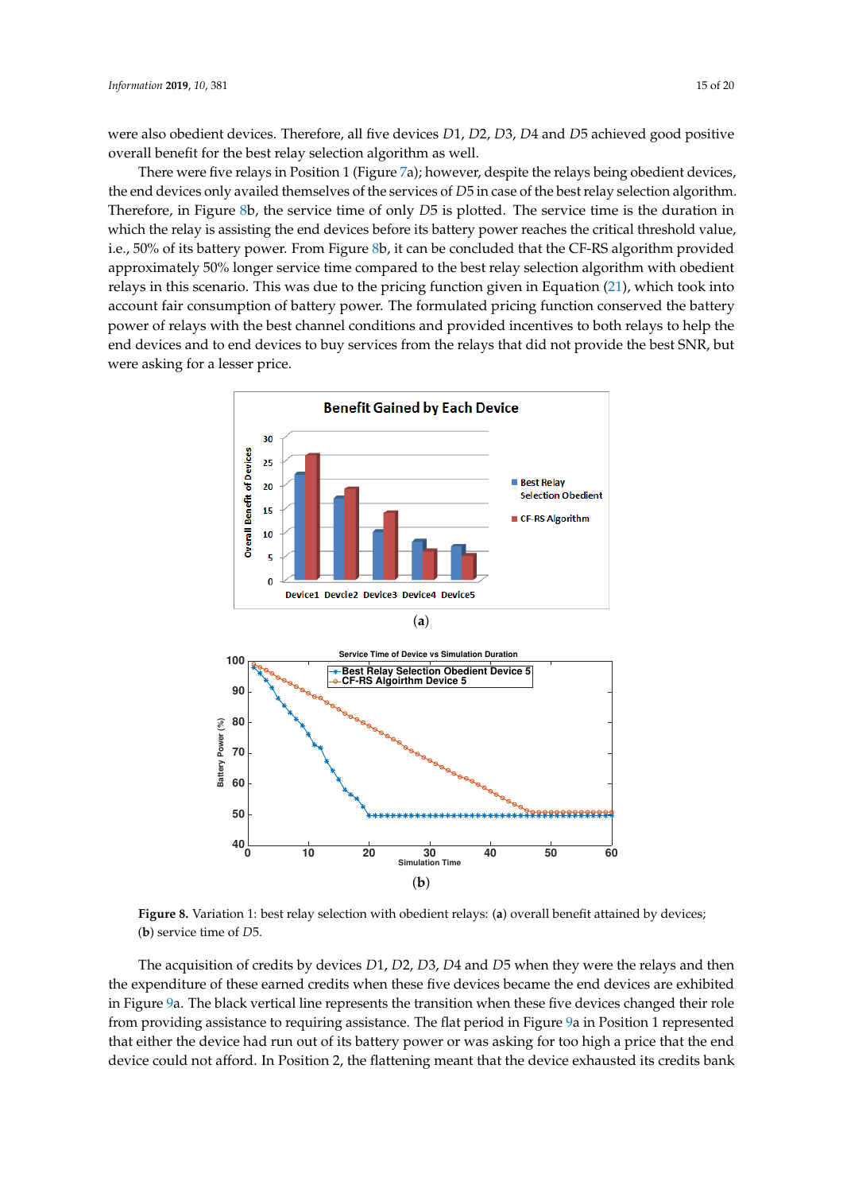were also obedient devices. Therefore, all five devices $D1$, $D2$, $D3$, $D4$ and $D5$ achieved good positive overall benefit for the best relay selection algorithm as well.

There were five relays in Position 1 (Figure 7a); however, despite the relays being obedient devices, the end devices only availed themselves of the services of $D5$ in case of the best relay selection algorithm. Therefore, in Figure 8b, the service time of only $D5$ is plotted. The service time is the duration in which the relay is assisting the end devices before its battery power reaches the critical threshold value, i.e., 50% of its battery power. From Figure 8b, it can be concluded that the CF-RS algorithm provided approximately 50% longer service time compared to the best relay selection algorithm with obedient relays in this scenario. This was due to the pricing function given in Equation (21), which took into account fair consumption of battery power. The formulated pricing function conserved the battery power of relays with the best channel conditions and provided incentives to both relays to help the end devices and to end devices to buy services from the relays that did not provide the best SNR, but were asking for a lesser price.

(a)

(b)

**Figure 8.** Variation 1: best relay selection with obedient relays: (**a**) overall benefit attained by devices; (**b**) service time of $D5$.

The acquisition of credits by devices $D1$, $D2$, $D3$, $D4$ and $D5$ when they were the relays and then the expenditure of these earned credits when these five devices became the end devices are exhibited in Figure 9a. The black vertical line represents the transition when these five devices changed their role from providing assistance to requiring assistance. The flat period in Figure 9a in Position 1 represented that either the device had run out of its battery power or was asking for too high a price that the end device could not afford. In Position 2, the flattening meant that the device exhausted its credits bank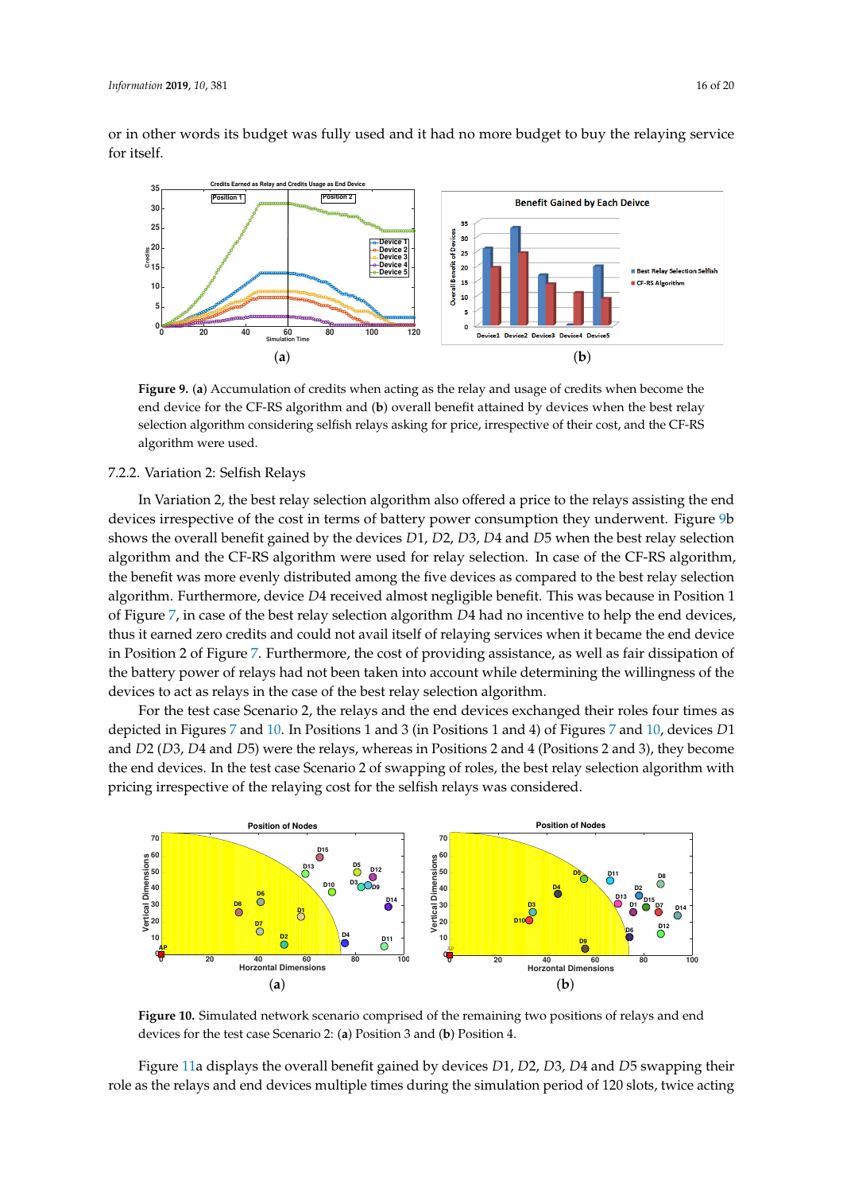or in other words its budget was fully used and it had no more budget to buy the relaying service for itself.

**Figure 9.** (**a**) Accumulation of credits when acting as the relay and usage of credits when become the end device for the CF-RS algorithm and (**b**) overall benefit attained by devices when the best relay selection algorithm considering selfish relays asking for price, irrespective of their cost, and the CF-RS algorithm were used.

### 7.2.2. Variation 2: Selfish Relays

In Variation 2, the best relay selection algorithm also offered a price to the relays assisting the end devices irrespective of the cost in terms of battery power consumption they underwent. Figure 9b shows the overall benefit gained by the devices $D1$, $D2$, $D3$, $D4$ and $D5$ when the best relay selection algorithm and the CF-RS algorithm were used for relay selection. In case of the CF-RS algorithm, the benefit was more evenly distributed among the five devices as compared to the best relay selection algorithm. Furthermore, device $D4$ received almost negligible benefit. This was because in Position 1 of Figure 7, in case of the best relay selection algorithm $D4$ had no incentive to help the end devices, thus it earned zero credits and could not avail itself of relaying services when it became the end device in Position 2 of Figure 7. Furthermore, the cost of providing assistance, as well as fair dissipation of the battery power of relays had not been taken into account while determining the willingness of the devices to act as relays in the case of the best relay selection algorithm.

For the test case Scenario 2, the relays and the end devices exchanged their roles four times as depicted in Figures 7 and 10. In Positions 1 and 3 (in Positions 1 and 4) of Figures 7 and 10, devices $D1$ and $D2$ ($D3$, $D4$ and $D5$) were the relays, whereas in Positions 2 and 4 (Positions 2 and 3), they become the end devices. In the test case Scenario 2 of swapping of roles, the best relay selection algorithm with pricing irrespective of the relaying cost for the selfish relays was considered.

**Figure 10.** Simulated network scenario comprised of the remaining two positions of relays and end devices for the test case Scenario 2: (**a**) Position 3 and (**b**) Position 4.

Figure 11a displays the overall benefit gained by devices $D1$, $D2$, $D3$, $D4$ and $D5$ swapping their role as the relays and end devices multiple times during the simulation period of 120 slots, twice acting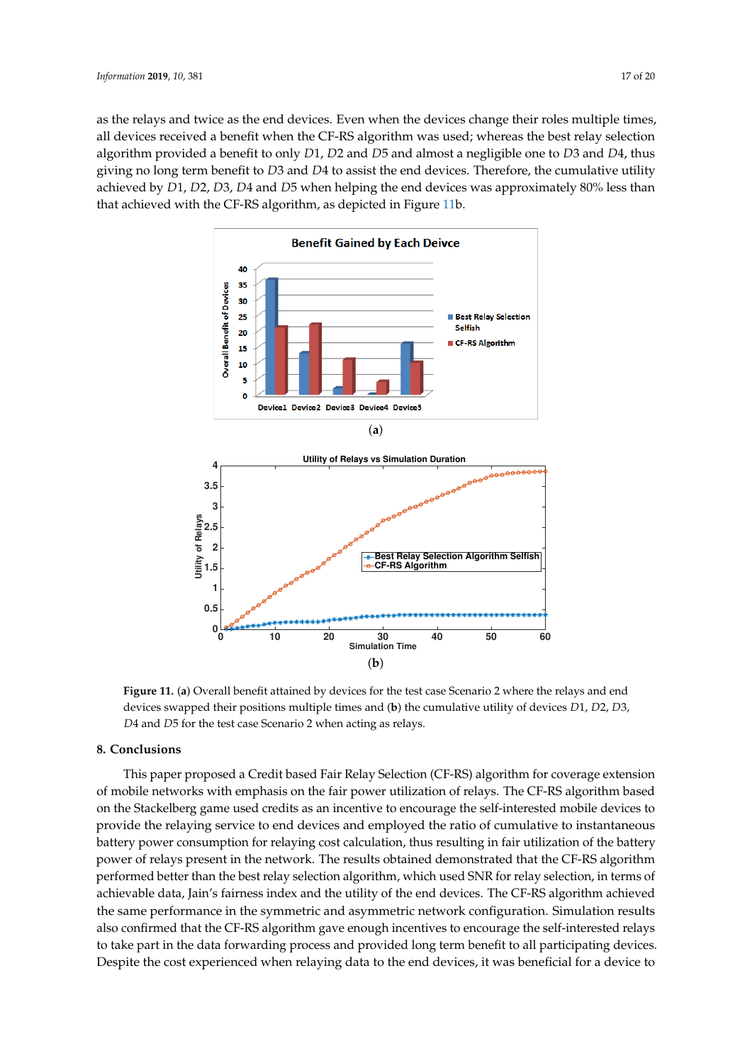as the relays and twice as the end devices. Even when the devices change their roles multiple times, all devices received a benefit when the CF-RS algorithm was used; whereas the best relay selection algorithm provided a benefit to only *D*1, *D*2 and *D*5 and almost a negligible one to *D*3 and *D*4, thus giving no long term benefit to *D*3 and *D*4 to assist the end devices. Therefore, the cumulative utility achieved by *D*1, *D*2, *D*3, *D*4 and *D*5 when helping the end devices was approximately 80% less than that achieved with the CF-RS algorithm, as depicted in Figure 11b.

(**a**)

(**b**)

**Figure 11.** (**a**) Overall benefit attained by devices for the test case Scenario 2 where the relays and end devices swapped their positions multiple times and (**b**) the cumulative utility of devices *D*1, *D*2, *D*3, *D*4 and *D*5 for the test case Scenario 2 when acting as relays.

## 8. Conclusions

This paper proposed a Credit based Fair Relay Selection (CF-RS) algorithm for coverage extension of mobile networks with emphasis on the fair power utilization of relays. The CF-RS algorithm based on the Stackelberg game used credits as an incentive to encourage the self-interested mobile devices to provide the relaying service to end devices and employed the ratio of cumulative to instantaneous battery power consumption for relaying cost calculation, thus resulting in fair utilization of the battery power of relays present in the network. The results obtained demonstrated that the CF-RS algorithm performed better than the best relay selection algorithm, which used SNR for relay selection, in terms of achievable data, Jain's fairness index and the utility of the end devices. The CF-RS algorithm achieved the same performance in the symmetric and asymmetric network configuration. Simulation results also confirmed that the CF-RS algorithm gave enough incentives to encourage the self-interested relays to take part in the data forwarding process and provided long term benefit to all participating devices. Despite the cost experienced when relaying data to the end devices, it was beneficial for a device to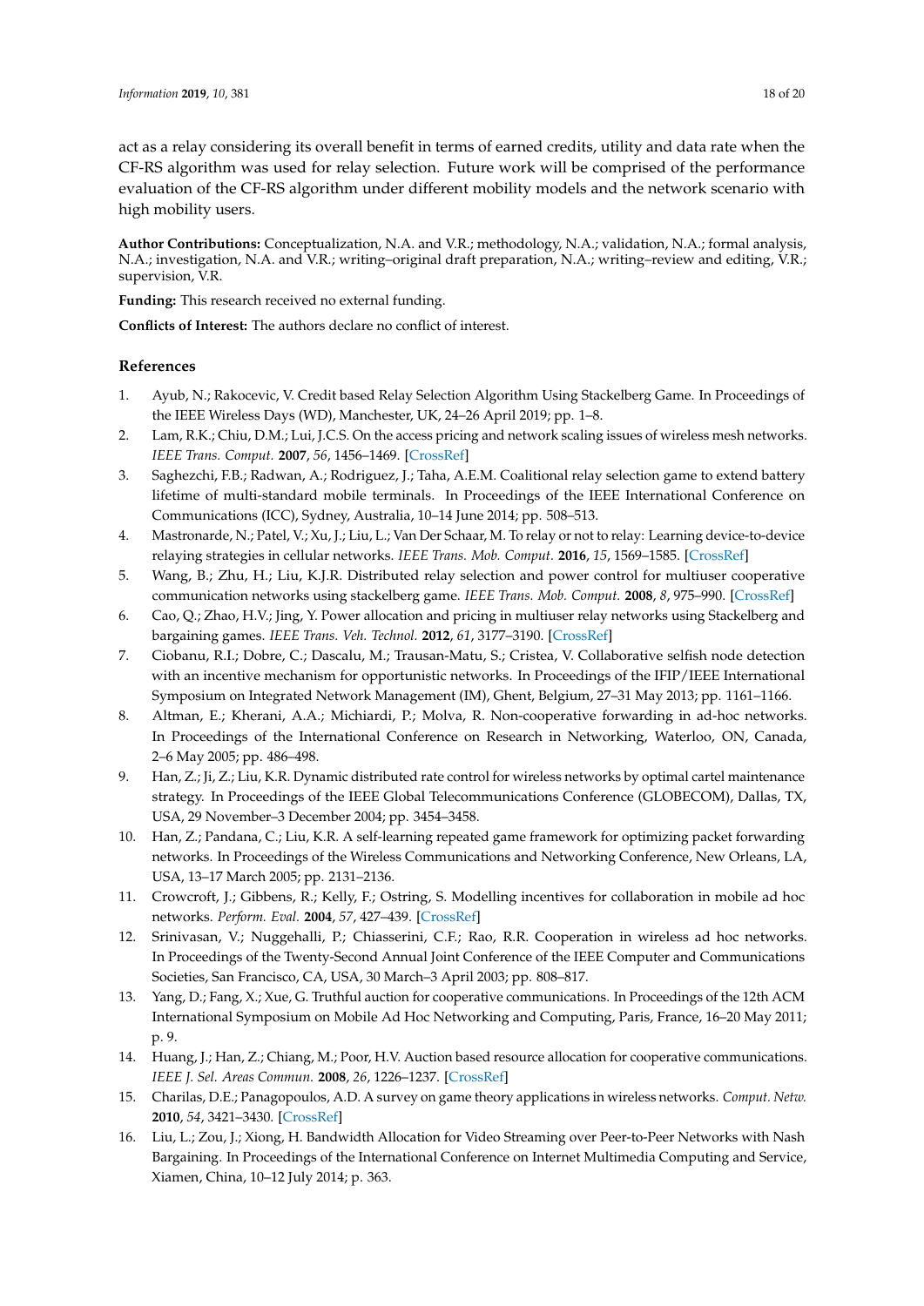act as a relay considering its overall benefit in terms of earned credits, utility and data rate when the CF-RS algorithm was used for relay selection. Future work will be comprised of the performance evaluation of the CF-RS algorithm under different mobility models and the network scenario with high mobility users.

**Author Contributions:** Conceptualization, N.A. and V.R.; methodology, N.A.; validation, N.A.; formal analysis, N.A.; investigation, N.A. and V.R.; writing–original draft preparation, N.A.; writing–review and editing, V.R.; supervision, V.R.

**Funding:** This research received no external funding.

**Conflicts of Interest:** The authors declare no conflict of interest.

## References

1. Ayub, N.; Rakocevic, V. Credit based Relay Selection Algorithm Using Stackelberg Game. In Proceedings of the IEEE Wireless Days (WD), Manchester, UK, 24–26 April 2019; pp. 1–8.
2. Lam, R.K.; Chiu, D.M.; Lui, J.C.S. On the access pricing and network scaling issues of wireless mesh networks. *IEEE Trans. Comput.* **2007**, *56*, 1456–1469. [CrossRef]
3. Saghezchi, F.B.; Radwan, A.; Rodriguez, J.; Taha, A.E.M. Coalitional relay selection game to extend battery lifetime of multi-standard mobile terminals. In Proceedings of the IEEE International Conference on Communications (ICC), Sydney, Australia, 10–14 June 2014; pp. 508–513.
4. Mastronarde, N.; Patel, V.; Xu, J.; Liu, L.; Van Der Schaar, M. To relay or not to relay: Learning device-to-device relaying strategies in cellular networks. *IEEE Trans. Mob. Comput.* **2016**, *15*, 1569–1585. [CrossRef]
5. Wang, B.; Zhu, H.; Liu, K.J.R. Distributed relay selection and power control for multiuser cooperative communication networks using stackelberg game. *IEEE Trans. Mob. Comput.* **2008**, *8*, 975–990. [CrossRef]
6. Cao, Q.; Zhao, H.V.; Jing, Y. Power allocation and pricing in multiuser relay networks using Stackelberg and bargaining games. *IEEE Trans. Veh. Technol.* **2012**, *61*, 3177–3190. [CrossRef]
7. Ciobanu, R.I.; Dobre, C.; Dascalu, M.; Trausan-Matu, S.; Cristea, V. Collaborative selfish node detection with an incentive mechanism for opportunistic networks. In Proceedings of the IFIP/IEEE International Symposium on Integrated Network Management (IM), Ghent, Belgium, 27–31 May 2013; pp. 1161–1166.
8. Altman, E.; Kherani, A.A.; Michiardi, P.; Molva, R. Non-cooperative forwarding in ad-hoc networks. In Proceedings of the International Conference on Research in Networking, Waterloo, ON, Canada, 2–6 May 2005; pp. 486–498.
9. Han, Z.; Ji, Z.; Liu, K.R. Dynamic distributed rate control for wireless networks by optimal cartel maintenance strategy. In Proceedings of the IEEE Global Telecommunications Conference (GLOBECOM), Dallas, TX, USA, 29 November–3 December 2004; pp. 3454–3458.
10. Han, Z.; Pandana, C.; Liu, K.R. A self-learning repeated game framework for optimizing packet forwarding networks. In Proceedings of the Wireless Communications and Networking Conference, New Orleans, LA, USA, 13–17 March 2005; pp. 2131–2136.
11. Crowcroft, J.; Gibbens, R.; Kelly, F.; Ostring, S. Modelling incentives for collaboration in mobile ad hoc networks. *Perform. Eval.* **2004**, *57*, 427–439. [CrossRef]
12. Srinivasan, V.; Nuggehalli, P.; Chiasserini, C.F.; Rao, R.R. Cooperation in wireless ad hoc networks. In Proceedings of the Twenty-Second Annual Joint Conference of the IEEE Computer and Communications Societies, San Francisco, CA, USA, 30 March–3 April 2003; pp. 808–817.
13. Yang, D.; Fang, X.; Xue, G. Truthful auction for cooperative communications. In Proceedings of the 12th ACM International Symposium on Mobile Ad Hoc Networking and Computing, Paris, France, 16–20 May 2011; p. 9.
14. Huang, J.; Han, Z.; Chiang, M.; Poor, H.V. Auction based resource allocation for cooperative communications. *IEEE J. Sel. Areas Commun.* **2008**, *26*, 1226–1237. [CrossRef]
15. Charilas, D.E.; Panagopoulos, A.D. A survey on game theory applications in wireless networks. *Comput. Netw.* **2010**, *54*, 3421–3430. [CrossRef]
16. Liu, L.; Zou, J.; Xiong, H. Bandwidth Allocation for Video Streaming over Peer-to-Peer Networks with Nash Bargaining. In Proceedings of the International Conference on Internet Multimedia Computing and Service, Xiamen, China, 10–12 July 2014; p. 363.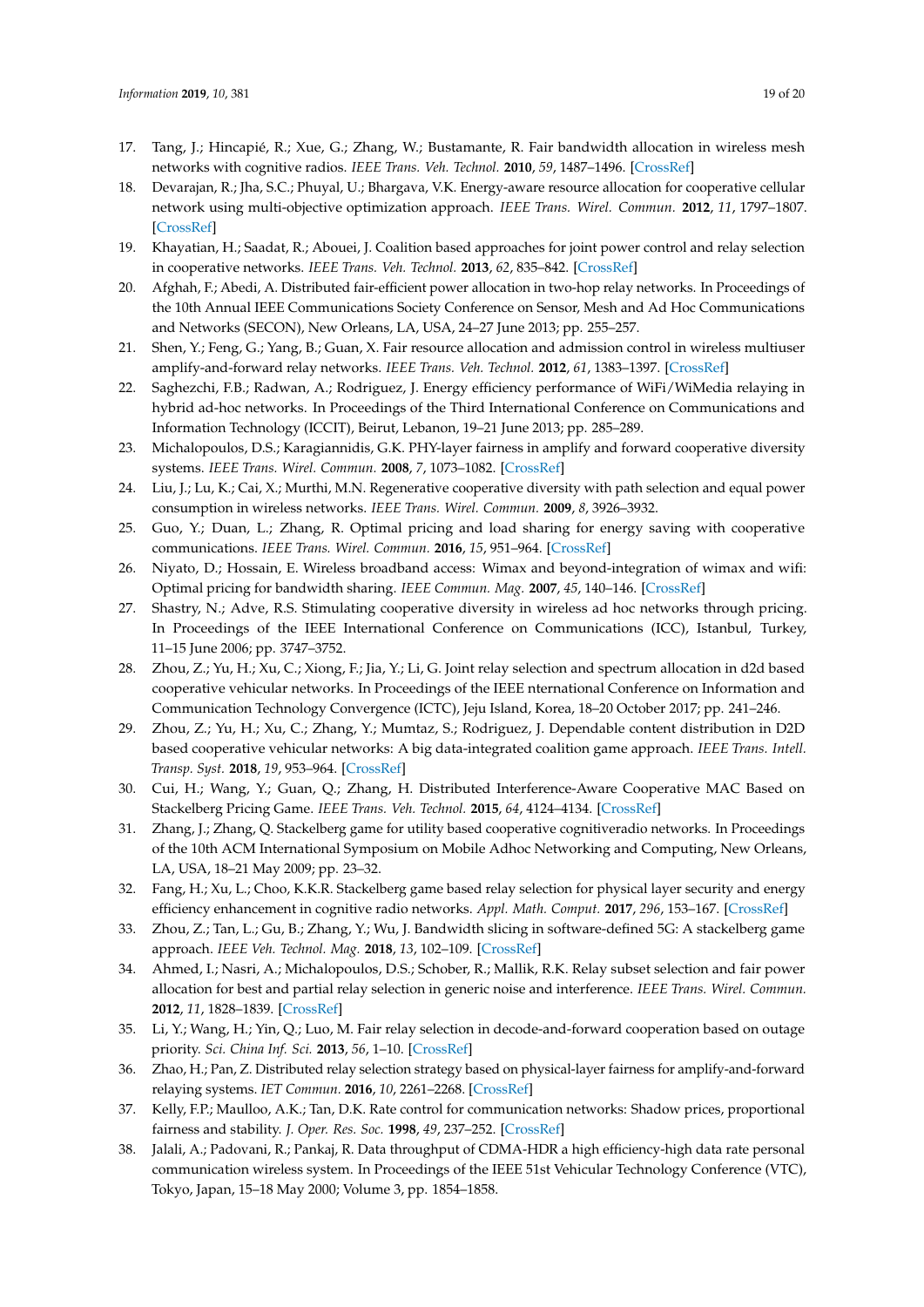17. Tang, J.; Hincapié, R.; Xue, G.; Zhang, W.; Bustamante, R. Fair bandwidth allocation in wireless mesh networks with cognitive radios. *IEEE Trans. Veh. Technol.* **2010**, *59*, 1487–1496. [CrossRef]
18. Devarajan, R.; Jha, S.C.; Phuyal, U.; Bhargava, V.K. Energy-aware resource allocation for cooperative cellular network using multi-objective optimization approach. *IEEE Trans. Wirel. Commun.* **2012**, *11*, 1797–1807. [CrossRef]
19. Khayatian, H.; Saadat, R.; Abouei, J. Coalition based approaches for joint power control and relay selection in cooperative networks. *IEEE Trans. Veh. Technol.* **2013**, *62*, 835–842. [CrossRef]
20. Afghah, F.; Abedi, A. Distributed fair-efficient power allocation in two-hop relay networks. In Proceedings of the 10th Annual IEEE Communications Society Conference on Sensor, Mesh and Ad Hoc Communications and Networks (SECON), New Orleans, LA, USA, 24–27 June 2013; pp. 255–257.
21. Shen, Y.; Feng, G.; Yang, B.; Guan, X. Fair resource allocation and admission control in wireless multiuser amplify-and-forward relay networks. *IEEE Trans. Veh. Technol.* **2012**, *61*, 1383–1397. [CrossRef]
22. Saghezchi, F.B.; Radwan, A.; Rodriguez, J. Energy efficiency performance of WiFi/WiMedia relaying in hybrid ad-hoc networks. In Proceedings of the Third International Conference on Communications and Information Technology (ICCIT), Beirut, Lebanon, 19–21 June 2013; pp. 285–289.
23. Michalopoulos, D.S.; Karagiannidis, G.K. PHY-layer fairness in amplify and forward cooperative diversity systems. *IEEE Trans. Wirel. Commun.* **2008**, *7*, 1073–1082. [CrossRef]
24. Liu, J.; Lu, K.; Cai, X.; Murthi, M.N. Regenerative cooperative diversity with path selection and equal power consumption in wireless networks. *IEEE Trans. Wirel. Commun.* **2009**, *8*, 3926–3932.
25. Guo, Y.; Duan, L.; Zhang, R. Optimal pricing and load sharing for energy saving with cooperative communications. *IEEE Trans. Wirel. Commun.* **2016**, *15*, 951–964. [CrossRef]
26. Niyato, D.; Hossain, E. Wireless broadband access: Wimax and beyond-integration of wimax and wifi: Optimal pricing for bandwidth sharing. *IEEE Commun. Mag.* **2007**, *45*, 140–146. [CrossRef]
27. Shastry, N.; Adve, R.S. Stimulating cooperative diversity in wireless ad hoc networks through pricing. In Proceedings of the IEEE International Conference on Communications (ICC), Istanbul, Turkey, 11–15 June 2006; pp. 3747–3752.
28. Zhou, Z.; Yu, H.; Xu, C.; Xiong, F.; Jia, Y.; Li, G. Joint relay selection and spectrum allocation in d2d based cooperative vehicular networks. In Proceedings of the IEEE nternational Conference on Information and Communication Technology Convergence (ICTC), Jeju Island, Korea, 18–20 October 2017; pp. 241–246.
29. Zhou, Z.; Yu, H.; Xu, C.; Zhang, Y.; Mumtaz, S.; Rodriguez, J. Dependable content distribution in D2D based cooperative vehicular networks: A big data-integrated coalition game approach. *IEEE Trans. Intell. Transp. Syst.* **2018**, *19*, 953–964. [CrossRef]
30. Cui, H.; Wang, Y.; Guan, Q.; Zhang, H. Distributed Interference-Aware Cooperative MAC Based on Stackelberg Pricing Game. *IEEE Trans. Veh. Technol.* **2015**, *64*, 4124–4134. [CrossRef]
31. Zhang, J.; Zhang, Q. Stackelberg game for utility based cooperative cognitiveradio networks. In Proceedings of the 10th ACM International Symposium on Mobile Adhoc Networking and Computing, New Orleans, LA, USA, 18–21 May 2009; pp. 23–32.
32. Fang, H.; Xu, L.; Choo, K.K.R. Stackelberg game based relay selection for physical layer security and energy efficiency enhancement in cognitive radio networks. *Appl. Math. Comput.* **2017**, *296*, 153–167. [CrossRef]
33. Zhou, Z.; Tan, L.; Gu, B.; Zhang, Y.; Wu, J. Bandwidth slicing in software-defined 5G: A stackelberg game approach. *IEEE Veh. Technol. Mag.* **2018**, *13*, 102–109. [CrossRef]
34. Ahmed, I.; Nasri, A.; Michalopoulos, D.S.; Schober, R.; Mallik, R.K. Relay subset selection and fair power allocation for best and partial relay selection in generic noise and interference. *IEEE Trans. Wirel. Commun.* **2012**, *11*, 1828–1839. [CrossRef]
35. Li, Y.; Wang, H.; Yin, Q.; Luo, M. Fair relay selection in decode-and-forward cooperation based on outage priority. *Sci. China Inf. Sci.* **2013**, *56*, 1–10. [CrossRef]
36. Zhao, H.; Pan, Z. Distributed relay selection strategy based on physical-layer fairness for amplify-and-forward relaying systems. *IET Commun.* **2016**, *10*, 2261–2268. [CrossRef]
37. Kelly, F.P.; Maulloo, A.K.; Tan, D.K. Rate control for communication networks: Shadow prices, proportional fairness and stability. *J. Oper. Res. Soc.* **1998**, *49*, 237–252. [CrossRef]
38. Jalali, A.; Padovani, R.; Pankaj, R. Data throughput of CDMA-HDR a high efficiency-high data rate personal communication wireless system. In Proceedings of the IEEE 51st Vehicular Technology Conference (VTC), Tokyo, Japan, 15–18 May 2000; Volume 3, pp. 1854–1858.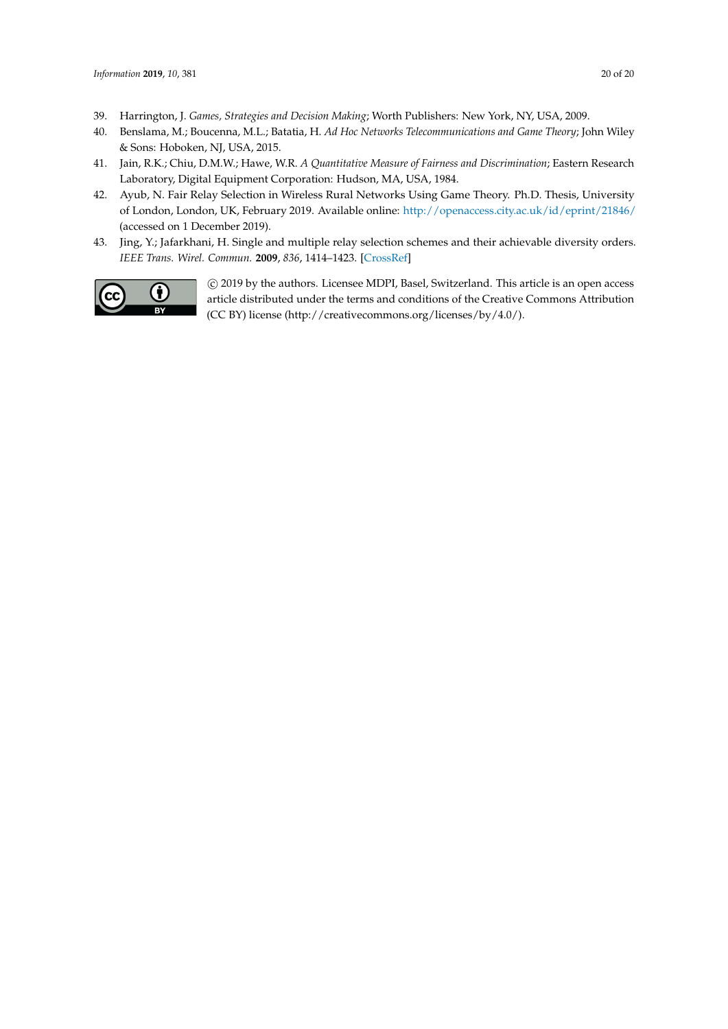39. Harrington, J. *Games, Strategies and Decision Making*; Worth Publishers: New York, NY, USA, 2009.
40. Benslama, M.; Boucenna, M.L.; Batatia, H. *Ad Hoc Networks Telecommunications and Game Theory*; John Wiley & Sons: Hoboken, NJ, USA, 2015.
41. Jain, R.K.; Chiu, D.M.W.; Hawe, W.R. *A Quantitative Measure of Fairness and Discrimination*; Eastern Research Laboratory, Digital Equipment Corporation: Hudson, MA, USA, 1984.
42. Ayub, N. Fair Relay Selection in Wireless Rural Networks Using Game Theory. Ph.D. Thesis, University of London, London, UK, February 2019. Available online: http://openaccess.city.ac.uk/id/eprint/21846/ (accessed on 1 December 2019).
43. Jing, Y.; Jafarkhani, H. Single and multiple relay selection schemes and their achievable diversity orders. *IEEE Trans. Wirel. Commun.* **2009**, *836*, 1414–1423. [CrossRef]

© 2019 by the authors. Licensee MDPI, Basel, Switzerland. This article is an open access article distributed under the terms and conditions of the Creative Commons Attribution (CC BY) license (http://creativecommons.org/licenses/by/4.0/).